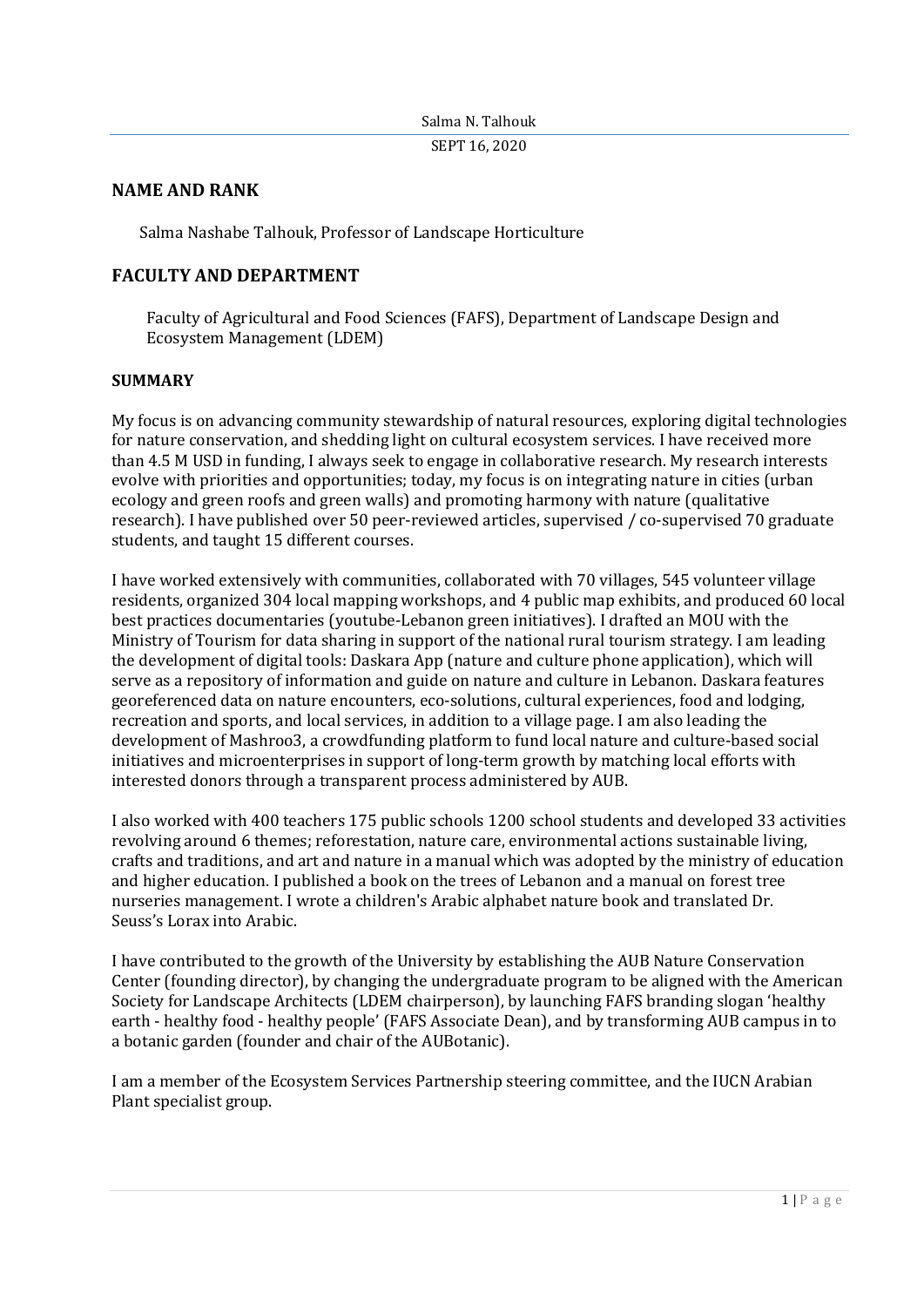## NAME AND RANK

Salma Nashabe Talhouk, Professor of Landscape Horticulture

## FACULTY AND DEPARTMENT

Faculty of Agricultural and Food Sciences (FAFS), Department of Landscape Design and Ecosystem Management (LDEM)

### SUMMARY

My focus is on advancing community stewardship of natural resources, exploring digital technologies for nature conservation, and shedding light on cultural ecosystem services. I have received more than 4.5 M USD in funding, I always seek to engage in collaborative research. My research interests evolve with priorities and opportunities; today, my focus is on integrating nature in cities (urban ecology and green roofs and green walls) and promoting harmony with nature (qualitative research). I have published over 50 peer-reviewed articles, supervised / co-supervised 70 graduate students, and taught 15 different courses.

I have worked extensively with communities, collaborated with 70 villages, 545 volunteer village residents, organized 304 local mapping workshops, and 4 public map exhibits, and produced 60 local best practices documentaries (youtube-Lebanon green initiatives). I drafted an MOU with the Ministry of Tourism for data sharing in support of the national rural tourism strategy. I am leading the development of digital tools: Daskara App (nature and culture phone application), which will serve as a repository of information and guide on nature and culture in Lebanon. Daskara features georeferenced data on nature encounters, eco-solutions, cultural experiences, food and lodging, recreation and sports, and local services, in addition to a village page. I am also leading the development of Mashroo3, a crowdfunding platform to fund local nature and culture-based social initiatives and microenterprises in support of long-term growth by matching local efforts with interested donors through a transparent process administered by AUB.

I also worked with 400 teachers 175 public schools 1200 school students and developed 33 activities revolving around 6 themes; reforestation, nature care, environmental actions sustainable living, crafts and traditions, and art and nature in a manual which was adopted by the ministry of education and higher education. I published a book on the trees of Lebanon and a manual on forest tree nurseries management. I wrote a children's Arabic alphabet nature book and translated Dr. Seuss's Lorax into Arabic.

I have contributed to the growth of the University by establishing the AUB Nature Conservation Center (founding director), by changing the undergraduate program to be aligned with the American Society for Landscape Architects (LDEM chairperson), by launching FAFS branding slogan 'healthy earth - healthy food - healthy people' (FAFS Associate Dean), and by transforming AUB campus in to a botanic garden (founder and chair of the AUBotanic).

I am a member of the Ecosystem Services Partnership steering committee, and the IUCN Arabian Plant specialist group.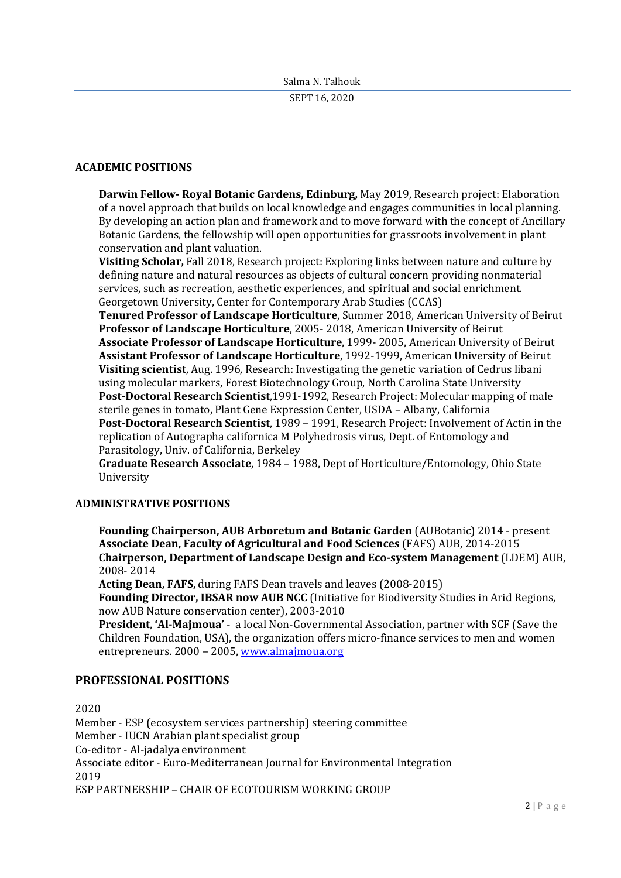## ACADEMIC POSITIONS

**Darwin Fellow- Royal Botanic Gardens, Edinburg,** May 2019, Research project: Elaboration of a novel approach that builds on local knowledge and engages communities in local planning. By developing an action plan and framework and to move forward with the concept of Ancillary Botanic Gardens, the fellowship will open opportunities for grassroots involvement in plant conservation and plant valuation.
**Visiting Scholar,** Fall 2018, Research project: Exploring links between nature and culture by defining nature and natural resources as objects of cultural concern providing nonmaterial services, such as recreation, aesthetic experiences, and spiritual and social enrichment. Georgetown University, Center for Contemporary Arab Studies (CCAS)
**Tenured Professor of Landscape Horticulture**, Summer 2018, American University of Beirut
**Professor of Landscape Horticulture**, 2005- 2018, American University of Beirut
**Associate Professor of Landscape Horticulture**, 1999- 2005, American University of Beirut
**Assistant Professor of Landscape Horticulture**, 1992-1999, American University of Beirut
**Visiting scientist**, Aug. 1996, Research: Investigating the genetic variation of Cedrus libani using molecular markers, Forest Biotechnology Group, North Carolina State University
**Post-Doctoral Research Scientist**,1991-1992, Research Project: Molecular mapping of male sterile genes in tomato, Plant Gene Expression Center, USDA – Albany, California
**Post-Doctoral Research Scientist**, 1989 – 1991, Research Project: Involvement of Actin in the replication of Autographa californica M Polyhedrosis virus, Dept. of Entomology and Parasitology, Univ. of California, Berkeley
**Graduate Research Associate**, 1984 – 1988, Dept of Horticulture/Entomology, Ohio State University

## ADMINISTRATIVE POSITIONS

**Founding Chairperson, AUB Arboretum and Botanic Garden** (AUBotanic) 2014 - present
**Associate Dean, Faculty of Agricultural and Food Sciences** (FAFS) AUB, 2014-2015
**Chairperson, Department of Landscape Design and Eco-system Management** (LDEM) AUB, 2008- 2014
**Acting Dean, FAFS,** during FAFS Dean travels and leaves (2008-2015)
**Founding Director, IBSAR now AUB NCC** (Initiative for Biodiversity Studies in Arid Regions, now AUB Nature conservation center), 2003-2010
**President**, **'Al-Majmoua'** - a local Non-Governmental Association, partner with SCF (Save the Children Foundation, USA), the organization offers micro-finance services to men and women entrepreneurs. 2000 – 2005, www.almajmoua.org

## PROFESSIONAL POSITIONS

2020
Member - ESP (ecosystem services partnership) steering committee
Member - IUCN Arabian plant specialist group
Co-editor - Al-jadalya environment
Associate editor - Euro-Mediterranean Journal for Environmental Integration
2019
ESP PARTNERSHIP – CHAIR OF ECOTOURISM WORKING GROUP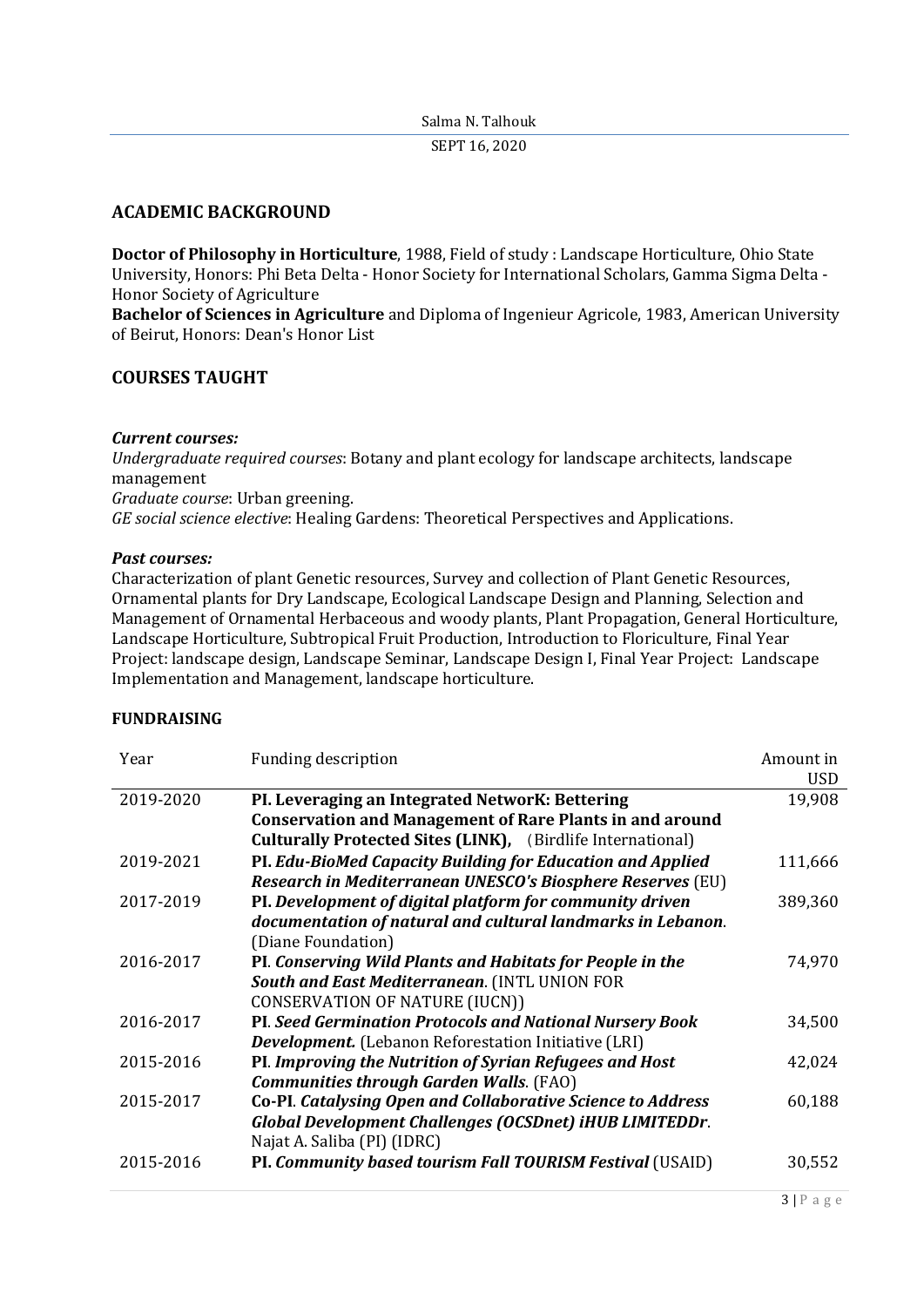## ACADEMIC BACKGROUND

**Doctor of Philosophy in Horticulture**, 1988, Field of study : Landscape Horticulture, Ohio State University, Honors: Phi Beta Delta - Honor Society for International Scholars, Gamma Sigma Delta - Honor Society of Agriculture
**Bachelor of Sciences in Agriculture** and Diploma of Ingenieur Agricole, 1983, American University of Beirut, Honors: Dean's Honor List

## COURSES TAUGHT

***Current courses:***
*Undergraduate required courses*: Botany and plant ecology for landscape architects, landscape management
*Graduate course*: Urban greening.
*GE social science elective*: Healing Gardens: Theoretical Perspectives and Applications.

***Past courses:***
Characterization of plant Genetic resources, Survey and collection of Plant Genetic Resources, Ornamental plants for Dry Landscape, Ecological Landscape Design and Planning, Selection and Management of Ornamental Herbaceous and woody plants, Plant Propagation, General Horticulture, Landscape Horticulture, Subtropical Fruit Production, Introduction to Floriculture, Final Year Project: landscape design, Landscape Seminar, Landscape Design I, Final Year Project: Landscape Implementation and Management, landscape horticulture.

### FUNDRAISING

| Year | Funding description | Amount in USD |
|---|---|---|
| 2019-2020 | **PI. Leveraging an Integrated NetworK: Bettering Conservation and Management of Rare Plants in and around Culturally Protected Sites (LINK),** (Birdlife International) | 19,908 |
| 2019-2021 | **PI. *Edu-BioMed Capacity Building for Education and Applied Research in Mediterranean UNESCO's Biosphere Reserves*** (EU) | 111,666 |
| 2017-2019 | **PI. *Development of digital platform for community driven documentation of natural and cultural landmarks in Lebanon*.** (Diane Foundation) | 389,360 |
| 2016-2017 | **PI. *Conserving Wild Plants and Habitats for People in the South and East Mediterranean*.** (INTL UNION FOR CONSERVATION OF NATURE (IUCN)) | 74,970 |
| 2016-2017 | **PI. *Seed Germination Protocols and National Nursery Book Development.*** (Lebanon Reforestation Initiative (LRI) | 34,500 |
| 2015-2016 | **PI. *Improving the Nutrition of Syrian Refugees and Host Communities through Garden Walls*.** (FAO) | 42,024 |
| 2015-2017 | **Co-PI. *Catalysing Open and Collaborative Science to Address Global Development Challenges (OCSDnet) iHUB LIMITEDDr*.** Najat A. Saliba (PI) (IDRC) | 60,188 |
| 2015-2016 | **PI. *Community based tourism Fall TOURISM Festival*** (USAID) | 30,552 |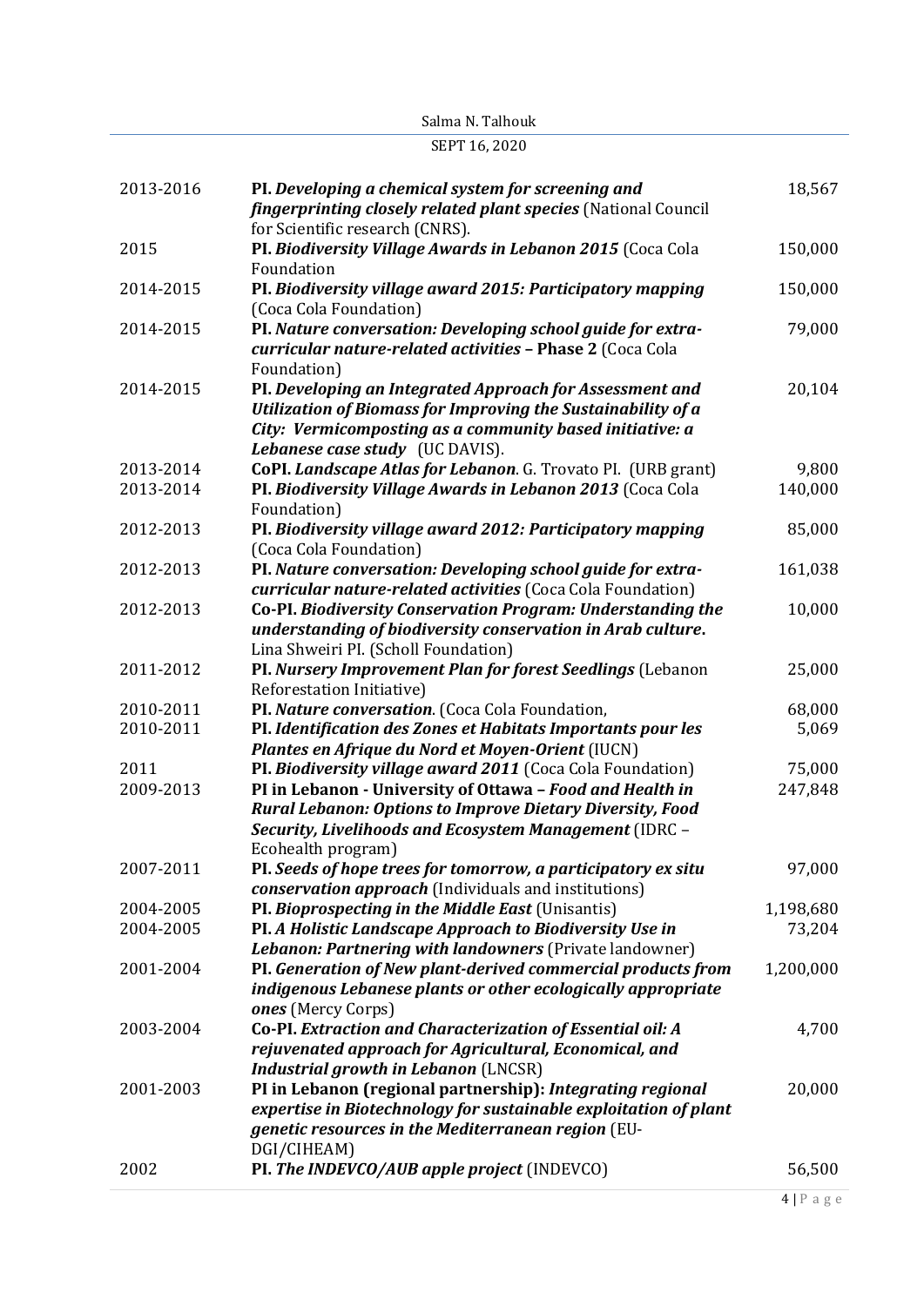| | | |
|---|---|---|
| 2013-2016 | **PI. *Developing a chemical system for screening and fingerprinting closely related plant species*** (National Council for Scientific research (CNRS). | 18,567 |
| 2015 | **PI. *Biodiversity Village Awards in Lebanon 2015*** (Coca Cola Foundation | 150,000 |
| 2014-2015 | **PI. *Biodiversity village award 2015: Participatory mapping*** (Coca Cola Foundation) | 150,000 |
| 2014-2015 | **PI. *Nature conversation: Developing school guide for extra-curricular nature-related activities* – Phase 2** (Coca Cola Foundation) | 79,000 |
| 2014-2015 | **PI. *Developing an Integrated Approach for Assessment and Utilization of Biomass for Improving the Sustainability of a City: Vermicomposting as a community based initiative: a Lebanese case study*** (UC DAVIS). | 20,104 |
| 2013-2014 | **CoPI. *Landscape Atlas for Lebanon*.** G. Trovato PI. (URB grant) | 9,800 |
| 2013-2014 | **PI. *Biodiversity Village Awards in Lebanon 2013*** (Coca Cola Foundation) | 140,000 |
| 2012-2013 | **PI. *Biodiversity village award 2012: Participatory mapping*** (Coca Cola Foundation) | 85,000 |
| 2012-2013 | **PI. *Nature conversation: Developing school guide for extra-curricular nature-related activities*** (Coca Cola Foundation) | 161,038 |
| 2012-2013 | **Co-PI. *Biodiversity Conservation Program: Understanding the understanding of biodiversity conservation in Arab culture*.** Lina Shweiri PI. (Scholl Foundation) | 10,000 |
| 2011-2012 | **PI. *Nursery Improvement Plan for forest Seedlings*** (Lebanon Reforestation Initiative) | 25,000 |
| 2010-2011 | **PI. *Nature conversation*.** (Coca Cola Foundation, | 68,000 |
| 2010-2011 | **PI. *Identification des Zones et Habitats Importants pour les Plantes en Afrique du Nord et Moyen-Orient*** (IUCN) | 5,069 |
| 2011 | **PI. *Biodiversity village award 2011*** (Coca Cola Foundation) | 75,000 |
| 2009-2013 | **PI in Lebanon - University of Ottawa – *Food and Health in Rural Lebanon: Options to Improve Dietary Diversity, Food Security, Livelihoods and Ecosystem Management*** (IDRC – Ecohealth program) | 247,848 |
| 2007-2011 | **PI. *Seeds of hope trees for tomorrow, a participatory ex situ conservation approach*** (Individuals and institutions) | 97,000 |
| 2004-2005 | **PI. *Bioprospecting in the Middle East*** (Unisantis) | 1,198,680 |
| 2004-2005 | **PI. *A Holistic Landscape Approach to Biodiversity Use in Lebanon: Partnering with landowners*** (Private landowner) | 73,204 |
| 2001-2004 | **PI. *Generation of New plant-derived commercial products from indigenous Lebanese plants or other ecologically appropriate ones*** (Mercy Corps) | 1,200,000 |
| 2003-2004 | **Co-PI. *Extraction and Characterization of Essential oil: A rejuvenated approach for Agricultural, Economical, and Industrial growth in Lebanon*** (LNCSR) | 4,700 |
| 2001-2003 | **PI in Lebanon (regional partnership): *Integrating regional expertise in Biotechnology for sustainable exploitation of plant genetic resources in the Mediterranean region*** (EU-DGI/CIHEAM) | 20,000 |
| 2002 | **PI. *The INDEVCO/AUB apple project*** (INDEVCO) | 56,500 |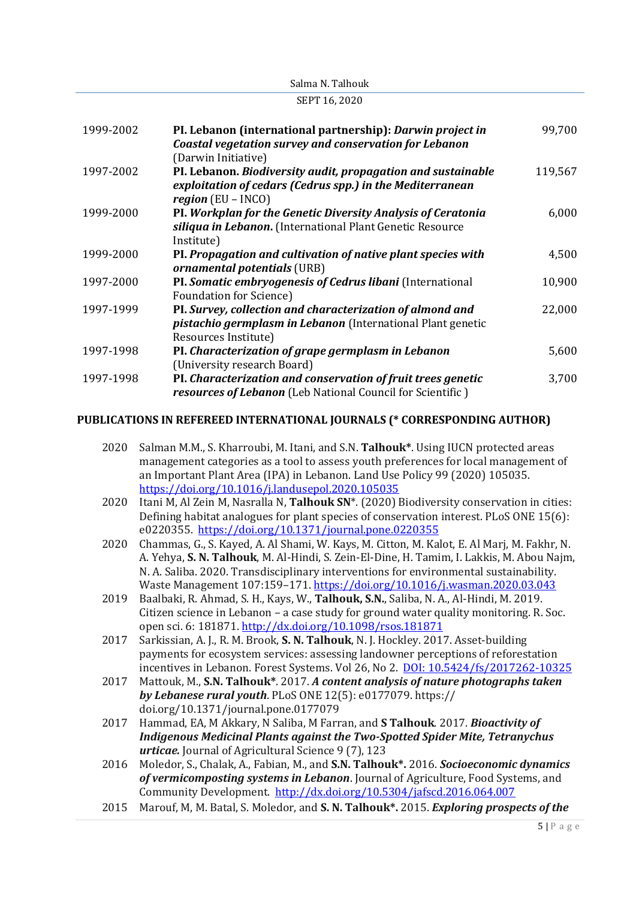| | | |
|---|---|---|
| 1999-2002 | **PI. Lebanon (international partnership):** ***Darwin project in Coastal vegetation survey and conservation for Lebanon*** (Darwin Initiative) | 99,700 |
| 1997-2002 | **PI. Lebanon.** ***Biodiversity audit, propagation and sustainable exploitation of cedars (Cedrus spp.) in the Mediterranean region*** (EU – INCO) | 119,567 |
| 1999-2000 | **PI.** ***Workplan for the Genetic Diversity Analysis of Ceratonia siliqua in Lebanon.*** (International Plant Genetic Resource Institute) | 6,000 |
| 1999-2000 | **PI.** ***Propagation and cultivation of native plant species with ornamental potentials*** (URB) | 4,500 |
| 1997-2000 | **PI.** ***Somatic embryogenesis of Cedrus libani*** (International Foundation for Science) | 10,900 |
| 1997-1999 | **PI.** ***Survey, collection and characterization of almond and pistachio germplasm in Lebanon*** (International Plant genetic Resources Institute) | 22,000 |
| 1997-1998 | **PI.** ***Characterization of grape germplasm in Lebanon*** (University research Board) | 5,600 |
| 1997-1998 | **PI.** ***Characterization and conservation of fruit trees genetic resources of Lebanon*** (Leb National Council for Scientific ) | 3,700 |

## PUBLICATIONS IN REFEREED INTERNATIONAL JOURNALS (* CORRESPONDING AUTHOR)

2020 Salman M.M., S. Kharroubi, M. Itani, and S.N. **Talhouk***. Using IUCN protected areas management categories as a tool to assess youth preferences for local management of an Important Plant Area (IPA) in Lebanon. Land Use Policy 99 (2020) 105035. https://doi.org/10.1016/j.landusepol.2020.105035

2020 Itani M, Al Zein M, Nasralla N, **Talhouk SN***. (2020) Biodiversity conservation in cities: Defining habitat analogues for plant species of conservation interest. PLoS ONE 15(6): e0220355. https://doi.org/10.1371/journal.pone.0220355

2020 Chammas, G., S. Kayed, A. Al Shami, W. Kays, M. Citton, M. Kalot, E. Al Marj, M. Fakhr, N. A. Yehya, **S. N. Talhouk**, M. Al-Hindi, S. Zein-El-Dine, H. Tamim, I. Lakkis, M. Abou Najm, N. A. Saliba. 2020. Transdisciplinary interventions for environmental sustainability. Waste Management 107:159–171. https://doi.org/10.1016/j.wasman.2020.03.043

2019 Baalbaki, R. Ahmad, S. H., Kays, W., **Talhouk, S.N.**, Saliba, N. A., Al-Hindi, M. 2019. Citizen science in Lebanon – a case study for ground water quality monitoring. R. Soc. open sci. 6: 181871. http://dx.doi.org/10.1098/rsos.181871

2017 Sarkissian, A. J., R. M. Brook, **S. N. Talhouk**, N. J. Hockley. 2017. Asset-building payments for ecosystem services: assessing landowner perceptions of reforestation incentives in Lebanon. Forest Systems. Vol 26, No 2. DOI: 10.5424/fs/2017262-10325

2017 Mattouk, M., **S.N. Talhouk***. 2017. ***A content analysis of nature photographs taken by Lebanese rural youth***. PLoS ONE 12(5): e0177079. https:// doi.org/10.1371/journal.pone.0177079

2017 Hammad, EA, M Akkary, N Saliba, M Farran, and **S Talhouk**. 2017. ***Bioactivity of Indigenous Medicinal Plants against the Two-Spotted Spider Mite, Tetranychus urticae.*** Journal of Agricultural Science 9 (7), 123

2016 Moledor, S., Chalak, A., Fabian, M., and **S.N. Talhouk*.** 2016. ***Socioeconomic dynamics of vermicomposting systems in Lebanon***. Journal of Agriculture, Food Systems, and Community Development. http://dx.doi.org/10.5304/jafscd.2016.064.007

2015 Marouf, M, M. Batal, S. Moledor, and **S. N. Talhouk*.** 2015. ***Exploring prospects of the***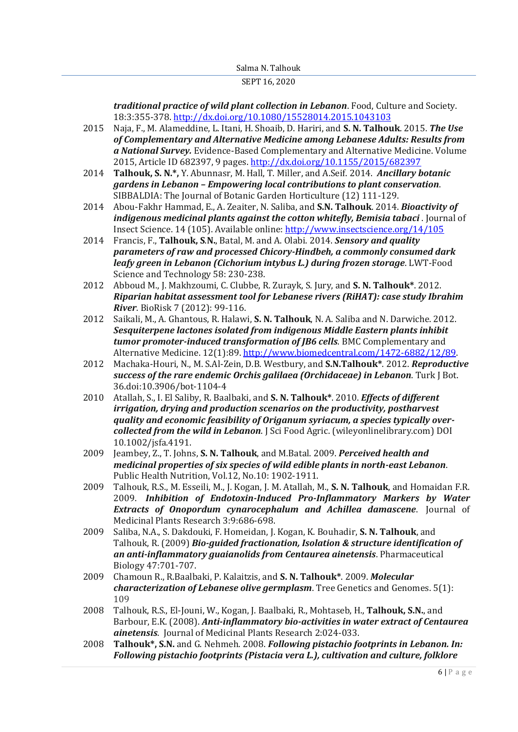***traditional practice of wild plant collection in Lebanon***. Food, Culture and Society. 18:3:355-378. http://dx.doi.org/10.1080/15528014.2015.1043103

2015 Naja, F., M. Alameddine, L. Itani, H. Shoaib, D. Hariri, and **S. N. Talhouk**. 2015. ***The Use of Complementary and Alternative Medicine among Lebanese Adults: Results from a National Survey.*** Evidence-Based Complementary and Alternative Medicine. Volume 2015, Article ID 682397, 9 pages. http://dx.doi.org/10.1155/2015/682397

2014 **Talhouk, S. N.*,** Y. Abunnasr, M. Hall, T. Miller, and A.Seif. 2014. ***Ancillary botanic gardens in Lebanon – Empowering local contributions to plant conservation***. SIBBALDIA: The Journal of Botanic Garden Horticulture (12) 111-129.

2014 Abou-Fakhr Hammad, E., A. Zeaiter, N. Saliba, and **S.N. Talhouk**. 2014. ***Bioactivity of indigenous medicinal plants against the cotton whitefly, Bemisia tabaci*** . Journal of Insect Science. 14 (105). Available online: http://www.insectscience.org/14/105

2014 Francis, F., **Talhouk, S.N.**, Batal, M. and A. Olabi. 2014. ***Sensory and quality parameters of raw and processed Chicory-Hindbeh, a commonly consumed dark leafy green in Lebanon (Cichorium intybus L.) during frozen storage***. LWT-Food Science and Technology 58: 230-238.

2012 Abboud M., J. Makhzoumi, C. Clubbe, R. Zurayk, S. Jury, and **S. N. Talhouk***. 2012. ***Riparian habitat assessment tool for Lebanese rivers (RiHAT): case study Ibrahim River***. BioRisk 7 (2012): 99-116.

2012 Saikali, M., A. Ghantous, R. Halawi, **S. N. Talhouk**, N. A. Saliba and N. Darwiche. 2012. ***Sesquiterpene lactones isolated from indigenous Middle Eastern plants inhibit tumor promoter-induced transformation of JB6 cells***. BMC Complementary and Alternative Medicine. 12(1):89. http://www.biomedcentral.com/1472-6882/12/89.

2012 Machaka-Houri, N., M. S.Al-Zein, D.B. Westbury, and **S.N.Talhouk***. 2012. ***Reproductive success of the rare endemic Orchis galilaea (Orchidaceae) in Lebanon***. Turk J Bot. 36.doi:10.3906/bot-1104-4

2010 Atallah, S., I. El Saliby, R. Baalbaki, and **S. N. Talhouk***. 2010. ***Effects of different irrigation, drying and production scenarios on the productivity, postharvest quality and economic feasibility of Origanum syriacum, a species typically over-collected from the wild in Lebanon***. J Sci Food Agric. (wileyonlinelibrary.com) DOI 10.1002/jsfa.4191.

2009 Jeambey, Z., T. Johns, **S. N. Talhouk**, and M.Batal. 2009. ***Perceived health and medicinal properties of six species of wild edible plants in north-east Lebanon***. Public Health Nutrition, Vol.12, No.10: 1902-1911.

2009 Talhouk, R.S., M. Esseili, M., J. Kogan, J. M. Atallah, M., **S. N. Talhouk**, and Homaidan F.R. 2009. ***Inhibition of Endotoxin-Induced Pro-Inflammatory Markers by Water Extracts of Onopordum cynarocephalum and Achillea damascene***. Journal of Medicinal Plants Research 3:9:686-698.

2009 Saliba, N.A., S. Dakdouki, F. Homeidan, J. Kogan, K. Bouhadir, **S. N. Talhouk**, and Talhouk, R. (2009) ***Bio-guided fractionation, Isolation & structure identification of an anti-inflammatory guaianolids from Centaurea ainetensis***. Pharmaceutical Biology 47:701-707.

2009 Chamoun R., R.Baalbaki, P. Kalaitzis, and **S. N. Talhouk***. 2009. ***Molecular characterization of Lebanese olive germplasm***. Tree Genetics and Genomes. 5(1): 109

2008 Talhouk, R.S., El-Jouni, W., Kogan, J. Baalbaki, R., Mohtaseb, H., **Talhouk, S.N.**, and Barbour, E.K. (2008). ***Anti-inflammatory bio-activities in water extract of Centaurea ainetensis***. Journal of Medicinal Plants Research 2:024-033.

2008 **Talhouk*, S.N.** and G. Nehmeh. 2008. ***Following pistachio footprints in Lebanon. In: Following pistachio footprints (Pistacia vera L.), cultivation and culture, folklore***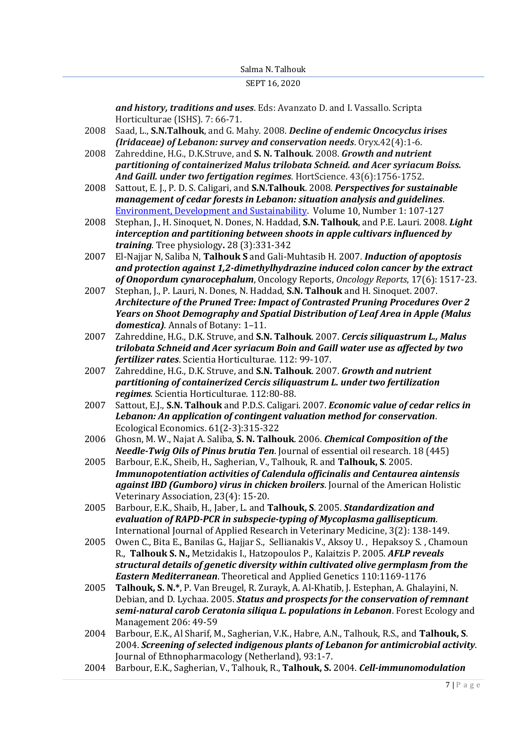*and history, traditions and uses*. Eds: Avanzato D. and I. Vassallo. Scripta Horticulturae (ISHS). 7: 66-71.

2008 Saad, L., **S.N.Talhouk**, and G. Mahy. 2008. ***Decline of endemic Oncocyclus irises (Iridaceae) of Lebanon: survey and conservation needs***. Oryx.42(4):1-6.

2008 Zahreddine, H.G., D.K.Struve, and **S. N. Talhouk**. 2008. ***Growth and nutrient partitioning of containerized Malus trilobata Schneid. and Acer syriacum Boiss. And Gaill. under two fertigation regimes***. HortScience. 43(6):1756-1752.

2008 Sattout, E. J., P. D. S. Caligari, and **S.N.Talhouk**. 2008. ***Perspectives for sustainable management of cedar forests in Lebanon: situation analysis and guidelines***. Environment, Development and Sustainability. Volume 10, Number 1: 107-127

2008 Stephan, J., H. Sinoquet, N. Dones, N. Haddad, **S.N. Talhouk**, and P.E. Lauri. 2008. ***Light interception and partitioning between shoots in apple cultivars influenced by training***. Tree physiology**.** 28 (3):331-342

2007 El-Najjar N, Saliba N, **Talhouk S** and Gali-Muhtasib H. 2007. ***Induction of apoptosis and protection against 1,2-dimethylhydrazine induced colon cancer by the extract of Onopordum cynarocephalum***, Oncology Reports, *Oncology Reports*, 17(6): 1517-23.

2007 Stephan, J., P. Lauri, N. Dones, N. Haddad, **S.N. Talhouk** and H. Sinoquet. 2007. ***Architecture of the Pruned Tree: Impact of Contrasted Pruning Procedures Over 2 Years on Shoot Demography and Spatial Distribution of Leaf Area in Apple (Malus domestica)***. Annals of Botany: 1–11.

2007 Zahreddine, H.G., D.K. Struve, and **S.N. Talhouk**. 2007. ***Cercis siliquastrum L., Malus trilobata Schneid and Acer syriacum Boin and Gaill water use as affected by two fertilizer rates***. Scientia Horticulturae. 112: 99-107.

2007 Zahreddine, H.G., D.K. Struve, and **S.N. Talhouk**. 2007. ***Growth and nutrient partitioning of containerized Cercis siliquastrum L. under two fertilization regimes***. Scientia Horticulturae. 112:80-88.

2007 Sattout, E.J., **S.N. Talhouk** and P.D.S. Caligari. 2007. ***Economic value of cedar relics in Lebanon: An application of contingent valuation method for conservation***. Ecological Economics. 61(2-3):315-322

2006 Ghosn, M. W., Najat A. Saliba, **S. N. Talhouk**. 2006. ***Chemical Composition of the Needle-Twig Oils of Pinus brutia Ten***. Journal of essential oil research. 18 (445)

2005 Barbour, E.K., Sheib, H., Sagherian, V., Talhouk, R. and **Talhouk, S**. 2005. ***Immunopotentiation activities of Calendula officinalis and Centaurea aintensis against IBD (Gumboro) virus in chicken broilers***. Journal of the American Holistic Veterinary Association, 23(4): 15-20.

2005 Barbour, E.K., Shaib, H., Jaber, L. and **Talhouk, S**. 2005. ***Standardization and evaluation of RAPD-PCR in subspecie-typing of Mycoplasma gallisepticum***. International Journal of Applied Research in Veterinary Medicine, 3(2): 138-149.

2005 Owen C., Bita E., Banilas G., Hajjar S., Sellianakis V., Aksoy U. , Hepaksoy S. , Chamoun R., **Talhouk S. N.,** Metzidakis I., Hatzopoulos P., Kalaitzis P. 2005. ***AFLP reveals structural details of genetic diversity within cultivated olive germplasm from the Eastern Mediterranean***. Theoretical and Applied Genetics 110:1169-1176

2005 **Talhouk, S. N.***, P. Van Breugel, R. Zurayk, A. Al-Khatib, J. Estephan, A. Ghalayini, N. Debian, and D. Lychaa. 2005. ***Status and prospects for the conservation of remnant semi-natural carob Ceratonia siliqua L. populations in Lebanon***. Forest Ecology and Management 206: 49-59

2004 Barbour, E.K., Al Sharif, M., Sagherian, V.K., Habre, A.N., Talhouk, R.S., and **Talhouk, S**. 2004. ***Screening of selected indigenous plants of Lebanon for antimicrobial activity***. Journal of Ethnopharmacology (Netherland), 93:1-7.

2004 Barbour, E.K., Sagherian, V., Talhouk, R., **Talhouk, S.** 2004. ***Cell-immunomodulation***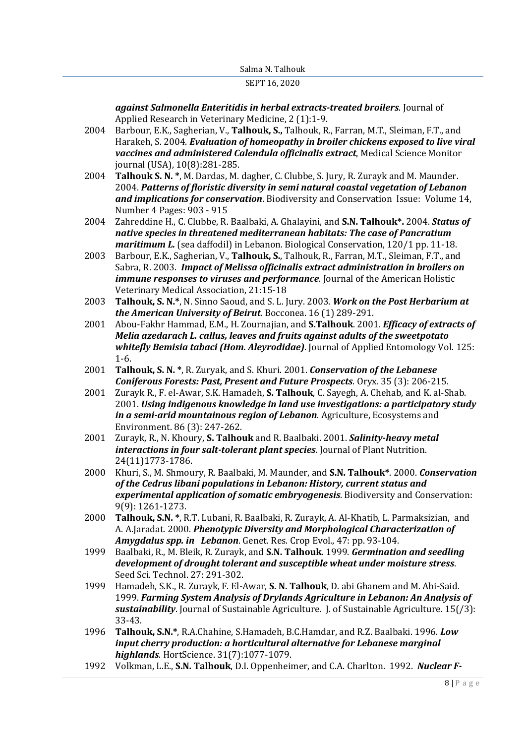***against Salmonella Enteritidis in herbal extracts-treated broilers***. Journal of Applied Research in Veterinary Medicine, 2 (1):1-9.

2004 Barbour, E.K., Sagherian, V., **Talhouk, S.,** Talhouk, R., Farran, M.T., Sleiman, F.T., and Harakeh, S. 2004. ***Evaluation of homeopathy in broiler chickens exposed to live viral vaccines and administered Calendula officinalis extract***, Medical Science Monitor journal (USA), 10(8):281-285.

2004 **Talhouk S. N. \***, M. Dardas, M. dagher, C. Clubbe, S. Jury, R. Zurayk and M. Maunder. 2004. ***Patterns of floristic diversity in semi natural coastal vegetation of Lebanon and implications for conservation***. Biodiversity and Conservation Issue: Volume 14, Number 4 Pages: 903 - 915

2004 Zahreddine H., C. Clubbe, R. Baalbaki, A. Ghalayini, and **S.N. Talhouk\*.** 2004. ***Status of native species in threatened mediterranean habitats: The case of Pancratium maritimum L.*** (sea daffodil) in Lebanon. Biological Conservation, 120/1 pp. 11-18.

2003 Barbour, E.K., Sagherian, V., **Talhouk, S.**, Talhouk, R., Farran, M.T., Sleiman, F.T., and Sabra, R. 2003. ***Impact of Melissa officinalis extract administration in broilers on immune responses to viruses and performance***. Journal of the American Holistic Veterinary Medical Association, 21:15-18

2003 **Talhouk, S. N.\***, N. Sinno Saoud, and S. L. Jury. 2003. ***Work on the Post Herbarium at the American University of Beirut***. Bocconea. 16 (1) 289-291.

2001 Abou-Fakhr Hammad, E.M., H. Zournajian, and **S.Talhouk**. 2001. ***Efficacy of extracts of Melia azedarach L. callus, leaves and fruits against adults of the sweetpotato whitefly Bemisia tabaci (Hom. Aleyrodidae)***. Journal of Applied Entomology Vol. 125: 1-6.

2001 **Talhouk, S. N. \***, R. Zuryak, and S. Khuri. 2001. ***Conservation of the Lebanese Coniferous Forests: Past, Present and Future Prospects***. Oryx. 35 (3): 206-215.

2001 Zurayk R., F. el-Awar, S.K. Hamadeh, **S. Talhouk**, C. Sayegh, A. Chehab, and K. al-Shab. 2001. ***Using indigenous knowledge in land use investigations: a participatory study in a semi-arid mountainous region of Lebanon***. Agriculture, Ecosystems and Environment. 86 (3): 247-262.

2001 Zurayk, R., N. Khoury, **S. Talhouk** and R. Baalbaki. 2001. ***Salinity-heavy metal interactions in four salt-tolerant plant species***. Journal of Plant Nutrition. 24(11)1773-1786.

2000 Khuri, S., M. Shmoury, R. Baalbaki, M. Maunder, and **S.N. Talhouk\***. 2000. ***Conservation of the Cedrus libani populations in Lebanon: History, current status and experimental application of somatic embryogenesis***. Biodiversity and Conservation: 9(9): 1261-1273.

2000 **Talhouk, S.N. \***, R.T. Lubani, R. Baalbaki, R. Zurayk, A. Al-Khatib, L. Parmaksizian, and A. A.Jaradat. 2000. ***Phenotypic Diversity and Morphological Characterization of Amygdalus spp. in Lebanon***. Genet. Res. Crop Evol., 47: pp. 93-104.

1999 Baalbaki, R., M. Bleik, R. Zurayk, and **S.N. Talhouk**. 1999. ***Germination and seedling development of drought tolerant and susceptible wheat under moisture stress***. Seed Sci. Technol. 27: 291-302.

1999 Hamadeh, S.K., R. Zurayk, F. El-Awar, **S. N. Talhouk**, D. abi Ghanem and M. Abi-Said. 1999. ***Farming System Analysis of Drylands Agriculture in Lebanon: An Analysis of sustainability***. Journal of Sustainable Agriculture. J. of Sustainable Agriculture. 15(/3): 33-43.

1996 **Talhouk, S.N.\***, R.A.Chahine, S.Hamadeh, B.C.Hamdar, and R.Z. Baalbaki. 1996. ***Low input cherry production: a horticultural alternative for Lebanese marginal highlands***. HortScience. 31(7):1077-1079.

1992 Volkman, L.E., **S.N. Talhouk**, D.I. Oppenheimer, and C.A. Charlton. 1992. ***Nuclear F-***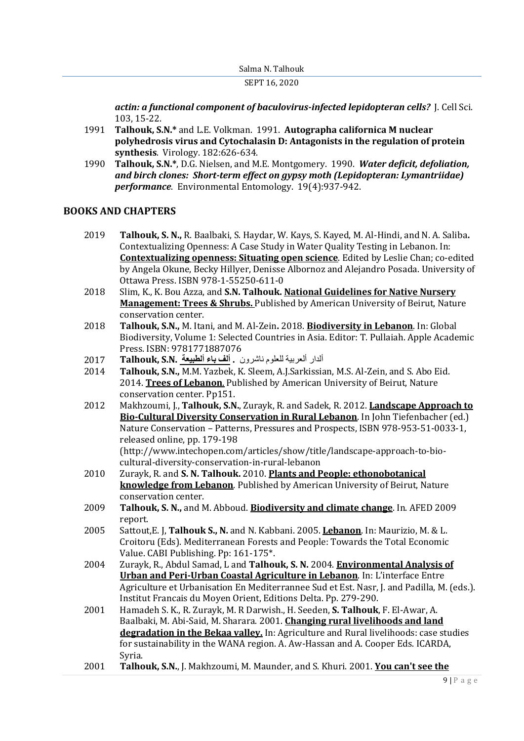***actin: a functional component of baculovirus-infected lepidopteran cells?*** J. Cell Sci. 103, 15-22.

1991 **Talhouk, S.N.*** and L.E. Volkman. 1991. **Autographa californica M nuclear polyhedrosis virus and Cytochalasin D: Antagonists in the regulation of protein synthesis**. Virology. 182:626-634.

1990 **Talhouk, S.N.***, D.G. Nielsen, and M.E. Montgomery. 1990. ***Water deficit, defoliation, and birch clones: Short-term effect on gypsy moth (Lepidopteran: Lymantriidae) performance***. Environmental Entomology. 19(4):937-942.

## BOOKS AND CHAPTERS

2019 **Talhouk, S. N.,** R. Baalbaki, S. Haydar, W. Kays, S. Kayed, M. Al-Hindi, and N. A. Saliba**.** Contextualizing Openness: A Case Study in Water Quality Testing in Lebanon. In: **Contextualizing openness: Situating open science**. Edited by Leslie Chan; co-edited by Angela Okune, Becky Hillyer, Denisse Albornoz and Alejandro Posada. University of Ottawa Press. ISBN 978-1-55250-611-0

2018 Slim, K., K. Bou Azza, and **S.N. Talhouk. National Guidelines for Native Nursery Management: Trees & Shrubs.** Published by American University of Beirut, Nature conservation center.

2018 **Talhouk, S.N.,** M. Itani, and M. Al-Zein**.** 2018. **Biodiversity in Lebanon**. In: Global Biodiversity, Volume 1: Selected Countries in Asia. Editor: T. Pullaiah. Apple Academic Press. ISBN: 9781771887076

2017 **Talhouk, S.N. ألف باء ألطبيعة .** ألدار ألعربية للعلوم ناشرون

2014 **Talhouk, S.N.,** M.M. Yazbek, K. Sleem, A.J.Sarkissian, M.S. Al-Zein, and S. Abo Eid. 2014. **Trees of Lebanon**. Published by American University of Beirut, Nature conservation center. Pp151.

2012 Makhzoumi, J., **Talhouk, S.N.**, Zurayk, R. and Sadek, R. 2012. **Landscape Approach to Bio-Cultural Diversity Conservation in Rural Lebanon**. In John Tiefenbacher (ed.) Nature Conservation – Patterns, Pressures and Prospects, ISBN 978-953-51-0033-1, released online, pp. 179-198 (http://www.intechopen.com/articles/show/title/landscape-approach-to-bio-cultural-diversity-conservation-in-rural-lebanon

2010 Zurayk, R. and **S. N. Talhouk.** 2010. **Plants and People: ethonobotanical knowledge from Lebanon**. Published by American University of Beirut, Nature conservation center.

2009 **Talhouk, S. N.,** and M. Abboud. **Biodiversity and climate change**. In. AFED 2009 report.

2005 Sattout,E. J, **Talhouk S., N.** and N. Kabbani. 2005. **Lebanon**. In: Maurizio, M. & L. Croitoru (Eds). Mediterranean Forests and People: Towards the Total Economic Value. CABI Publishing. Pp: 161-175*.

2004 Zurayk, R., Abdul Samad, L and **Talhouk, S. N.** 2004. **Environmental Analysis of Urban and Peri-Urban Coastal Agriculture in Lebanon**. In: L'interface Entre Agriculture et Urbanisation En Mediterrannee Sud et Est. Nasr, J. and Padilla, M. (eds.). Institut Francais du Moyen Orient, Editions Delta. Pp. 279-290.

2001 Hamadeh S. K., R. Zurayk, M. R Darwish., H. Seeden, **S. Talhouk**, F. El-Awar, A. Baalbaki, M. Abi-Said, M. Sharara. 2001. **Changing rural livelihoods and land degradation in the Bekaa valley.** In: Agriculture and Rural livelihoods: case studies for sustainability in the WANA region. A. Aw-Hassan and A. Cooper Eds. ICARDA, Syria.

2001 **Talhouk, S.N.**, J. Makhzoumi, M. Maunder, and S. Khuri. 2001. **You can't see the**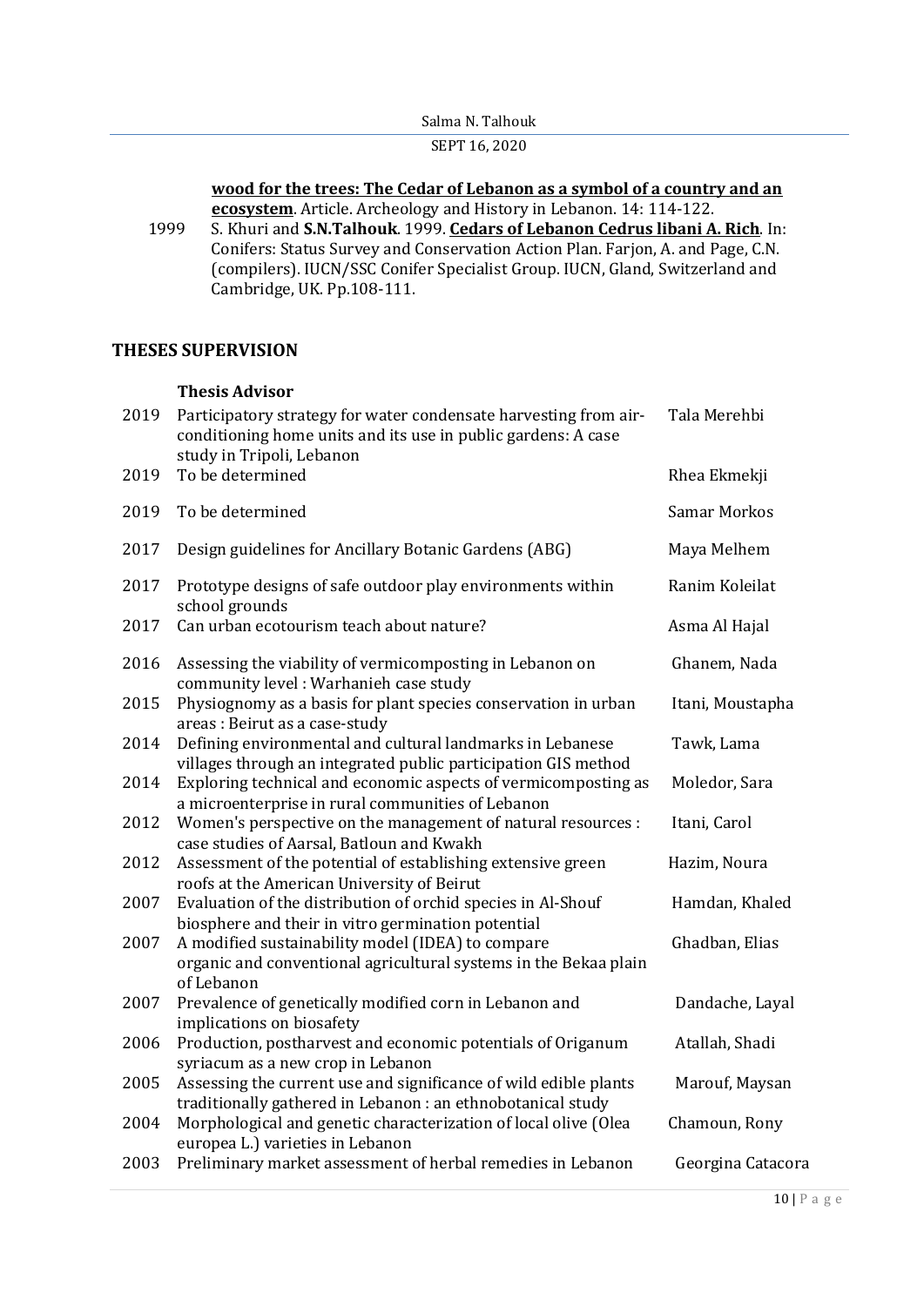**wood for the trees: The Cedar of Lebanon as a symbol of a country and an ecosystem**. Article. Archeology and History in Lebanon. 14: 114-122.

1999 S. Khuri and **S.N.Talhouk**. 1999. **Cedars of Lebanon Cedrus libani A. Rich**. In: Conifers: Status Survey and Conservation Action Plan. Farjon, A. and Page, C.N. (compilers). IUCN/SSC Conifer Specialist Group. IUCN, Gland, Switzerland and Cambridge, UK. Pp.108-111.

## THESES SUPERVISION

### Thesis Advisor

| | | |
|---|---|---|
| 2019 | Participatory strategy for water condensate harvesting from air-conditioning home units and its use in public gardens: A case study in Tripoli, Lebanon | Tala Merehbi |
| 2019 | To be determined | Rhea Ekmekji |
| 2019 | To be determined | Samar Morkos |
| 2017 | Design guidelines for Ancillary Botanic Gardens (ABG) | Maya Melhem |
| 2017 | Prototype designs of safe outdoor play environments within school grounds | Ranim Koleilat |
| 2017 | Can urban ecotourism teach about nature? | Asma Al Hajal |
| 2016 | Assessing the viability of vermicomposting in Lebanon on community level : Warhanieh case study | Ghanem, Nada |
| 2015 | Physiognomy as a basis for plant species conservation in urban areas : Beirut as a case-study | Itani, Moustapha |
| 2014 | Defining environmental and cultural landmarks in Lebanese villages through an integrated public participation GIS method | Tawk, Lama |
| 2014 | Exploring technical and economic aspects of vermicomposting as a microenterprise in rural communities of Lebanon | Moledor, Sara |
| 2012 | Women's perspective on the management of natural resources : case studies of Aarsal, Batloun and Kwakh | Itani, Carol |
| 2012 | Assessment of the potential of establishing extensive green roofs at the American University of Beirut | Hazim, Noura |
| 2007 | Evaluation of the distribution of orchid species in Al-Shouf biosphere and their in vitro germination potential | Hamdan, Khaled |
| 2007 | A modified sustainability model (IDEA) to compare organic and conventional agricultural systems in the Bekaa plain of Lebanon | Ghadban, Elias |
| 2007 | Prevalence of genetically modified corn in Lebanon and implications on biosafety | Dandache, Layal |
| 2006 | Production, postharvest and economic potentials of Origanum syriacum as a new crop in Lebanon | Atallah, Shadi |
| 2005 | Assessing the current use and significance of wild edible plants traditionally gathered in Lebanon : an ethnobotanical study | Marouf, Maysan |
| 2004 | Morphological and genetic characterization of local olive (Olea europea L.) varieties in Lebanon | Chamoun, Rony |
| 2003 | Preliminary market assessment of herbal remedies in Lebanon | Georgina Catacora |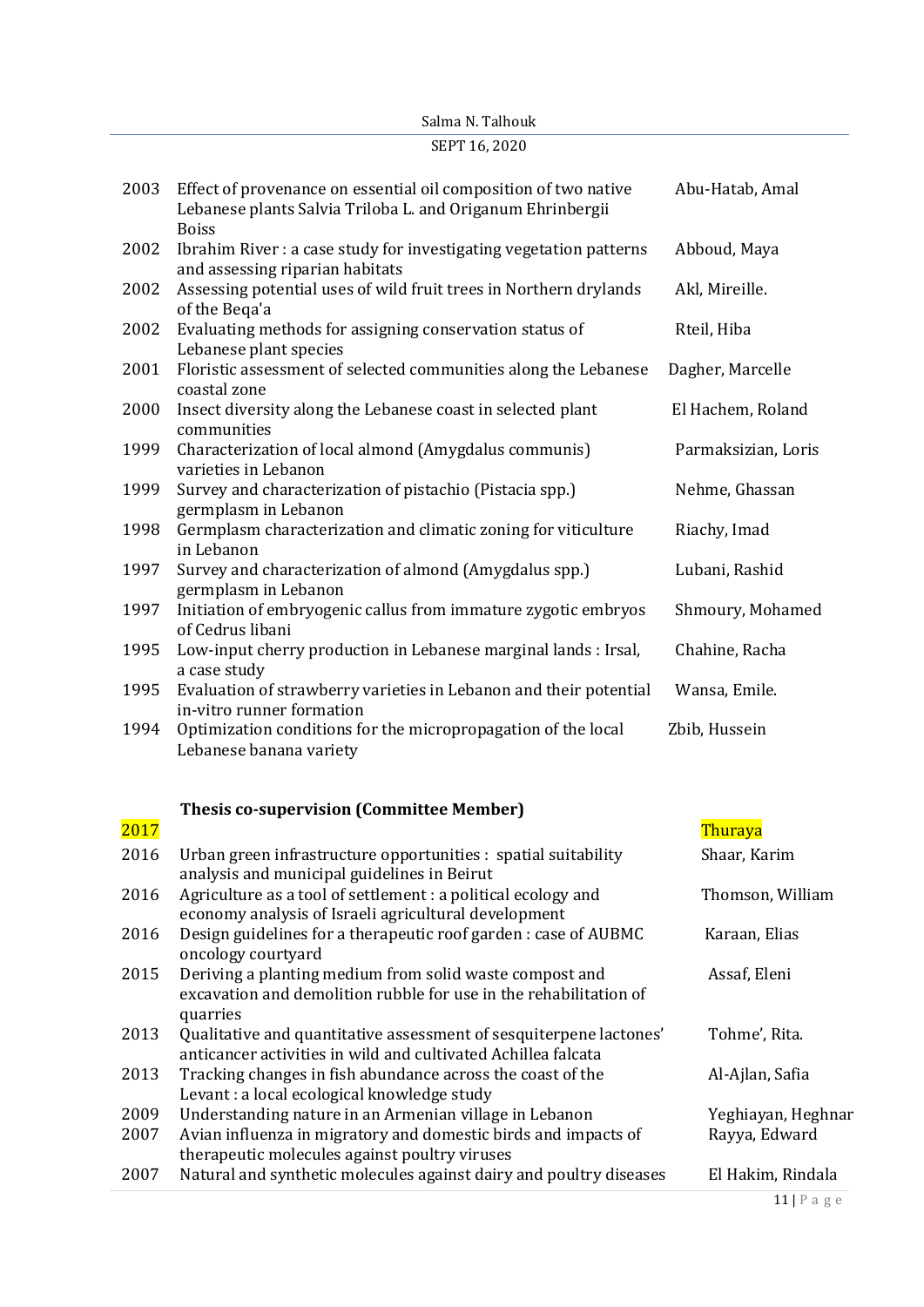| | | |
|---|---|---|
| 2003 | Effect of provenance on essential oil composition of two native Lebanese plants Salvia Triloba L. and Origanum Ehrinbergii Boiss | Abu-Hatab, Amal |
| 2002 | Ibrahim River : a case study for investigating vegetation patterns and assessing riparian habitats | Abboud, Maya |
| 2002 | Assessing potential uses of wild fruit trees in Northern drylands of the Beqa'a | Akl, Mireille. |
| 2002 | Evaluating methods for assigning conservation status of Lebanese plant species | Rteil, Hiba |
| 2001 | Floristic assessment of selected communities along the Lebanese coastal zone | Dagher, Marcelle |
| 2000 | Insect diversity along the Lebanese coast in selected plant communities | El Hachem, Roland |
| 1999 | Characterization of local almond (Amygdalus communis) varieties in Lebanon | Parmaksizian, Loris |
| 1999 | Survey and characterization of pistachio (Pistacia spp.) germplasm in Lebanon | Nehme, Ghassan |
| 1998 | Germplasm characterization and climatic zoning for viticulture in Lebanon | Riachy, Imad |
| 1997 | Survey and characterization of almond (Amygdalus spp.) germplasm in Lebanon | Lubani, Rashid |
| 1997 | Initiation of embryogenic callus from immature zygotic embryos of Cedrus libani | Shmoury, Mohamed |
| 1995 | Low-input cherry production in Lebanese marginal lands : Irsal, a case study | Chahine, Racha |
| 1995 | Evaluation of strawberry varieties in Lebanon and their potential in-vitro runner formation | Wansa, Emile. |
| 1994 | Optimization conditions for the micropropagation of the local Lebanese banana variety | Zbib, Hussein |

**Thesis co-supervision (Committee Member)**

| | | |
|---|---|---|
| 2017 | | Thuraya |
| 2016 | Urban green infrastructure opportunities : spatial suitability analysis and municipal guidelines in Beirut | Shaar, Karim |
| 2016 | Agriculture as a tool of settlement : a political ecology and economy analysis of Israeli agricultural development | Thomson, William |
| 2016 | Design guidelines for a therapeutic roof garden : case of AUBMC oncology courtyard | Karaan, Elias |
| 2015 | Deriving a planting medium from solid waste compost and excavation and demolition rubble for use in the rehabilitation of quarries | Assaf, Eleni |
| 2013 | Qualitative and quantitative assessment of sesquiterpene lactones' anticancer activities in wild and cultivated Achillea falcata | Tohme', Rita. |
| 2013 | Tracking changes in fish abundance across the coast of the Levant : a local ecological knowledge study | Al-Ajlan, Safia |
| 2009 | Understanding nature in an Armenian village in Lebanon | Yeghiayan, Heghnar |
| 2007 | Avian influenza in migratory and domestic birds and impacts of therapeutic molecules against poultry viruses | Rayya, Edward |
| 2007 | Natural and synthetic molecules against dairy and poultry diseases | El Hakim, Rindala |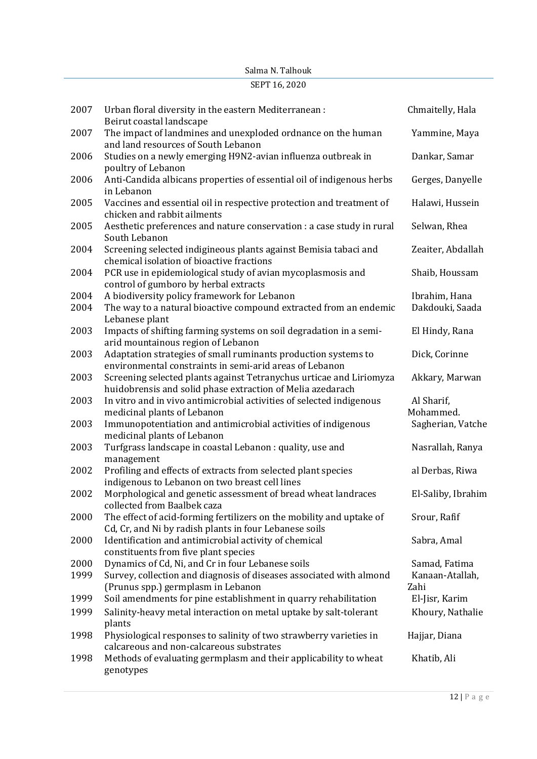| | | |
|---|---|---|
| 2007 | Urban floral diversity in the eastern Mediterranean : Beirut coastal landscape | Chmaitelly, Hala |
| 2007 | The impact of landmines and unexploded ordnance on the human and land resources of South Lebanon | Yammine, Maya |
| 2006 | Studies on a newly emerging H9N2-avian influenza outbreak in poultry of Lebanon | Dankar, Samar |
| 2006 | Anti-Candida albicans properties of essential oil of indigenous herbs in Lebanon | Gerges, Danyelle |
| 2005 | Vaccines and essential oil in respective protection and treatment of chicken and rabbit ailments | Halawi, Hussein |
| 2005 | Aesthetic preferences and nature conservation : a case study in rural South Lebanon | Selwan, Rhea |
| 2004 | Screening selected indigineous plants against Bemisia tabaci and chemical isolation of bioactive fractions | Zeaiter, Abdallah |
| 2004 | PCR use in epidemiological study of avian mycoplasmosis and control of gumboro by herbal extracts | Shaib, Houssam |
| 2004 | A biodiversity policy framework for Lebanon | Ibrahim, Hana |
| 2004 | The way to a natural bioactive compound extracted from an endemic Lebanese plant | Dakdouki, Saada |
| 2003 | Impacts of shifting farming systems on soil degradation in a semi-arid mountainous region of Lebanon | El Hindy, Rana |
| 2003 | Adaptation strategies of small ruminants production systems to environmental constraints in semi-arid areas of Lebanon | Dick, Corinne |
| 2003 | Screening selected plants against Tetranychus urticae and Liriomyza huidobrensis and solid phase extraction of Melia azedarach | Akkary, Marwan |
| 2003 | In vitro and in vivo antimicrobial activities of selected indigenous medicinal plants of Lebanon | Al Sharif, Mohammed. |
| 2003 | Immunopotentiation and antimicrobial activities of indigenous medicinal plants of Lebanon | Sagherian, Vatche |
| 2003 | Turfgrass landscape in coastal Lebanon : quality, use and management | Nasrallah, Ranya |
| 2002 | Profiling and effects of extracts from selected plant species indigenous to Lebanon on two breast cell lines | al Derbas, Riwa |
| 2002 | Morphological and genetic assessment of bread wheat landraces collected from Baalbek caza | El-Saliby, Ibrahim |
| 2000 | The effect of acid-forming fertilizers on the mobility and uptake of Cd, Cr, and Ni by radish plants in four Lebanese soils | Srour, Rafif |
| 2000 | Identification and antimicrobial activity of chemical constituents from five plant species | Sabra, Amal |
| 2000 | Dynamics of Cd, Ni, and Cr in four Lebanese soils | Samad, Fatima |
| 1999 | Survey, collection and diagnosis of diseases associated with almond (Prunus spp.) germplasm in Lebanon | Kanaan-Atallah, Zahi |
| 1999 | Soil amendments for pine establishment in quarry rehabilitation | El-Jisr, Karim |
| 1999 | Salinity-heavy metal interaction on metal uptake by salt-tolerant plants | Khoury, Nathalie |
| 1998 | Physiological responses to salinity of two strawberry varieties in calcareous and non-calcareous substrates | Hajjar, Diana |
| 1998 | Methods of evaluating germplasm and their applicability to wheat genotypes | Khatib, Ali |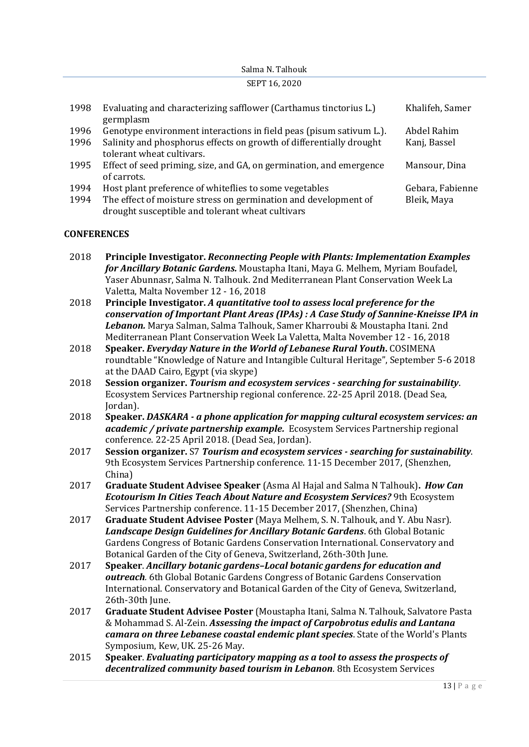| | | |
|---|---|---|
| 1998 | Evaluating and characterizing safflower (Carthamus tinctorius L.) germplasm | Khalifeh, Samer |
| 1996 | Genotype environment interactions in field peas (pisum sativum L.). | Abdel Rahim |
| 1996 | Salinity and phosphorus effects on growth of differentially drought tolerant wheat cultivars. | Kanj, Bassel |
| 1995 | Effect of seed priming, size, and GA, on germination, and emergence of carrots. | Mansour, Dina |
| 1994 | Host plant preference of whiteflies to some vegetables | Gebara, Fabienne |
| 1994 | The effect of moisture stress on germination and development of drought susceptible and tolerant wheat cultivars | Bleik, Maya |

**CONFERENCES**

2018 **Principle Investigator.** ***Reconnecting People with Plants: Implementation Examples for Ancillary Botanic Gardens.*** Moustapha Itani, Maya G. Melhem, Myriam Boufadel, Yaser Abunnasr, Salma N. Talhouk. 2nd Mediterranean Plant Conservation Week La Valetta, Malta November 12 - 16, 2018

2018 **Principle Investigator.** ***A quantitative tool to assess local preference for the conservation of Important Plant Areas (IPAs) : A Case Study of Sannine-Kneisse IPA in Lebanon.*** Marya Salman, Salma Talhouk, Samer Kharroubi & Moustapha Itani. 2nd Mediterranean Plant Conservation Week La Valetta, Malta November 12 - 16, 2018

2018 **Speaker.** ***Everyday Nature in the World of Lebanese Rural Youth*.** COSIMENA roundtable "Knowledge of Nature and Intangible Cultural Heritage", September 5-6 2018 at the DAAD Cairo, Egypt (via skype)

2018 **Session organizer.** ***Tourism and ecosystem services - searching for sustainability***. Ecosystem Services Partnership regional conference. 22-25 April 2018. (Dead Sea, Jordan).

2018 **Speaker.** ***DASKARA - a phone application for mapping cultural ecosystem services: an academic / private partnership example.*** Ecosystem Services Partnership regional conference. 22-25 April 2018. (Dead Sea, Jordan).

2017 **Session organizer.** S7 ***Tourism and ecosystem services - searching for sustainability***. 9th Ecosystem Services Partnership conference. 11-15 December 2017, (Shenzhen, China)

2017 **Graduate Student Advisee Speaker** (Asma Al Hajal and Salma N Talhouk)**.** ***How Can Ecotourism In Cities Teach About Nature and Ecosystem Services?*** 9th Ecosystem Services Partnership conference. 11-15 December 2017, (Shenzhen, China)

2017 **Graduate Student Advisee Poster** (Maya Melhem, S. N. Talhouk, and Y. Abu Nasr). ***Landscape Design Guidelines for Ancillary Botanic Gardens***. 6th Global Botanic Gardens Congress of Botanic Gardens Conservation International. Conservatory and Botanical Garden of the City of Geneva, Switzerland, 26th-30th June.

2017 **Speaker**. ***Ancillary botanic gardens–Local botanic gardens for education and outreach***. 6th Global Botanic Gardens Congress of Botanic Gardens Conservation International. Conservatory and Botanical Garden of the City of Geneva, Switzerland, 26th-30th June.

2017 **Graduate Student Advisee Poster** (Moustapha Itani, Salma N. Talhouk, Salvatore Pasta & Mohammad S. Al-Zein. ***Assessing the impact of Carpobrotus edulis and Lantana camara on three Lebanese coastal endemic plant species***. State of the World's Plants Symposium, Kew, UK. 25-26 May.

2015 **Speaker**. ***Evaluating participatory mapping as a tool to assess the prospects of decentralized community based tourism in Lebanon***. 8th Ecosystem Services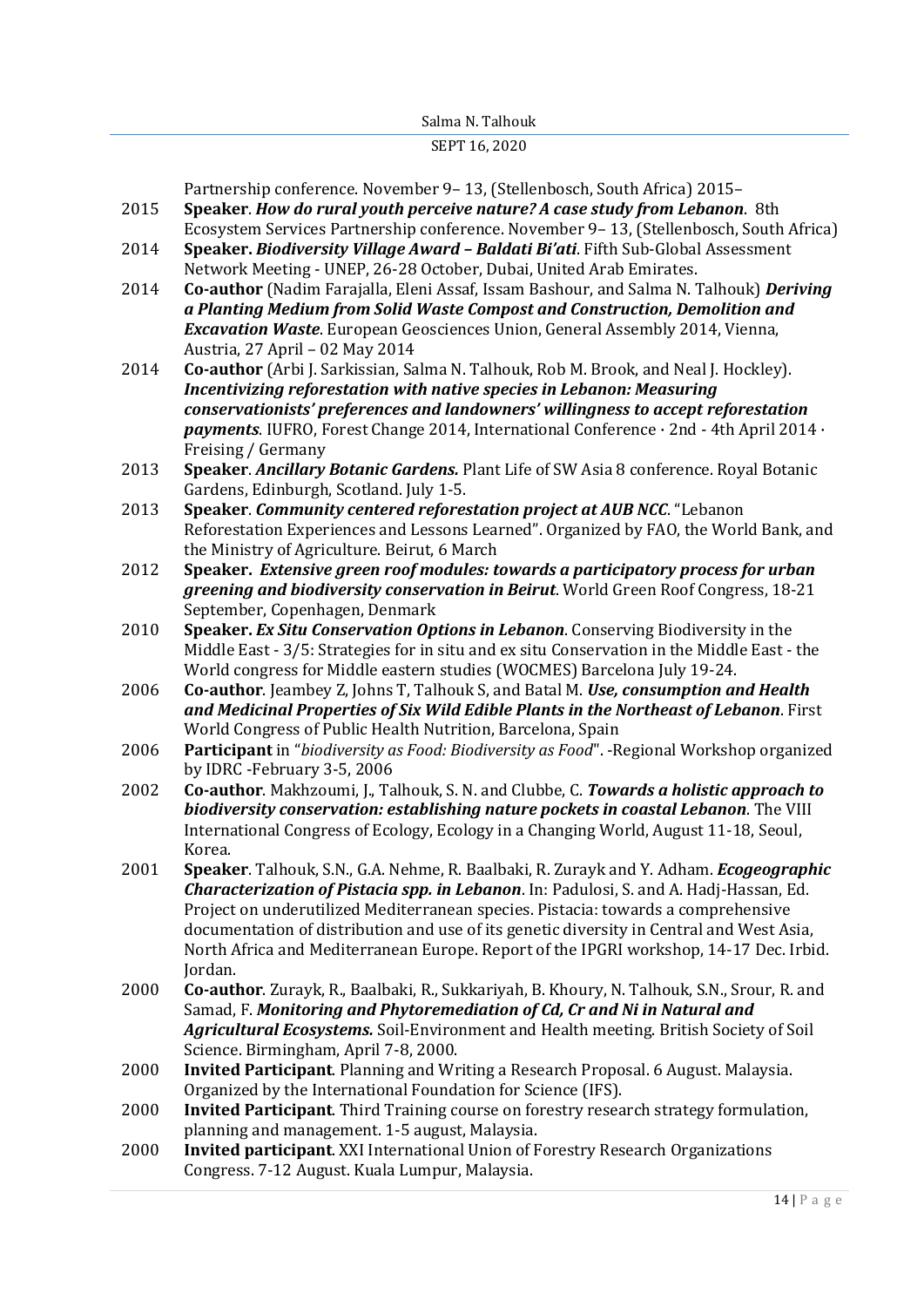Partnership conference. November 9– 13, (Stellenbosch, South Africa) 2015–

2015 **Speaker**. ***How do rural youth perceive nature? A case study from Lebanon***. 8th Ecosystem Services Partnership conference. November 9– 13, (Stellenbosch, South Africa)

2014 **Speaker. *Biodiversity Village Award – Baldati Bi'ati***. Fifth Sub-Global Assessment Network Meeting - UNEP, 26-28 October, Dubai, United Arab Emirates.

2014 **Co-author** (Nadim Farajalla, Eleni Assaf, Issam Bashour, and Salma N. Talhouk) ***Deriving a Planting Medium from Solid Waste Compost and Construction, Demolition and Excavation Waste***. European Geosciences Union, General Assembly 2014, Vienna, Austria, 27 April – 02 May 2014

2014 **Co-author** (Arbi J. Sarkissian, Salma N. Talhouk, Rob M. Brook, and Neal J. Hockley). ***Incentivizing reforestation with native species in Lebanon: Measuring conservationists' preferences and landowners' willingness to accept reforestation payments***. IUFRO, Forest Change 2014, International Conference · 2nd - 4th April 2014 · Freising / Germany

2013 **Speaker**. ***Ancillary Botanic Gardens.*** Plant Life of SW Asia 8 conference. Royal Botanic Gardens, Edinburgh, Scotland. July 1-5.

2013 **Speaker**. ***Community centered reforestation project at AUB NCC***. "Lebanon Reforestation Experiences and Lessons Learned". Organized by FAO, the World Bank, and the Ministry of Agriculture. Beirut, 6 March

2012 **Speaker. *Extensive green roof modules: towards a participatory process for urban greening and biodiversity conservation in Beirut***. World Green Roof Congress, 18-21 September, Copenhagen, Denmark

2010 **Speaker. *Ex Situ Conservation Options in Lebanon***. Conserving Biodiversity in the Middle East - 3/5: Strategies for in situ and ex situ Conservation in the Middle East - the World congress for Middle eastern studies (WOCMES) Barcelona July 19-24.

2006 **Co-author**. Jeambey Z, Johns T, Talhouk S, and Batal M. ***Use, consumption and Health and Medicinal Properties of Six Wild Edible Plants in the Northeast of Lebanon***. First World Congress of Public Health Nutrition, Barcelona, Spain

2006 **Participant** in "*biodiversity as Food: Biodiversity as Food*". -Regional Workshop organized by IDRC -February 3-5, 2006

2002 **Co-author**. Makhzoumi, J., Talhouk, S. N. and Clubbe, C. ***Towards a holistic approach to biodiversity conservation: establishing nature pockets in coastal Lebanon***. The VIII International Congress of Ecology, Ecology in a Changing World, August 11-18, Seoul, Korea.

2001 **Speaker**. Talhouk, S.N., G.A. Nehme, R. Baalbaki, R. Zurayk and Y. Adham. ***Ecogeographic Characterization of Pistacia spp. in Lebanon***. In: Padulosi, S. and A. Hadj-Hassan, Ed. Project on underutilized Mediterranean species. Pistacia: towards a comprehensive documentation of distribution and use of its genetic diversity in Central and West Asia, North Africa and Mediterranean Europe. Report of the IPGRI workshop, 14-17 Dec. Irbid. Jordan.

2000 **Co-author**. Zurayk, R., Baalbaki, R., Sukkariyah, B. Khoury, N. Talhouk, S.N., Srour, R. and Samad, F. ***Monitoring and Phytoremediation of Cd, Cr and Ni in Natural and Agricultural Ecosystems.*** Soil-Environment and Health meeting. British Society of Soil Science. Birmingham, April 7-8, 2000.

2000 **Invited Participant**. Planning and Writing a Research Proposal. 6 August. Malaysia. Organized by the International Foundation for Science (IFS).

2000 **Invited Participant**. Third Training course on forestry research strategy formulation, planning and management. 1-5 august, Malaysia.

2000 **Invited participant**. XXI International Union of Forestry Research Organizations Congress. 7-12 August. Kuala Lumpur, Malaysia.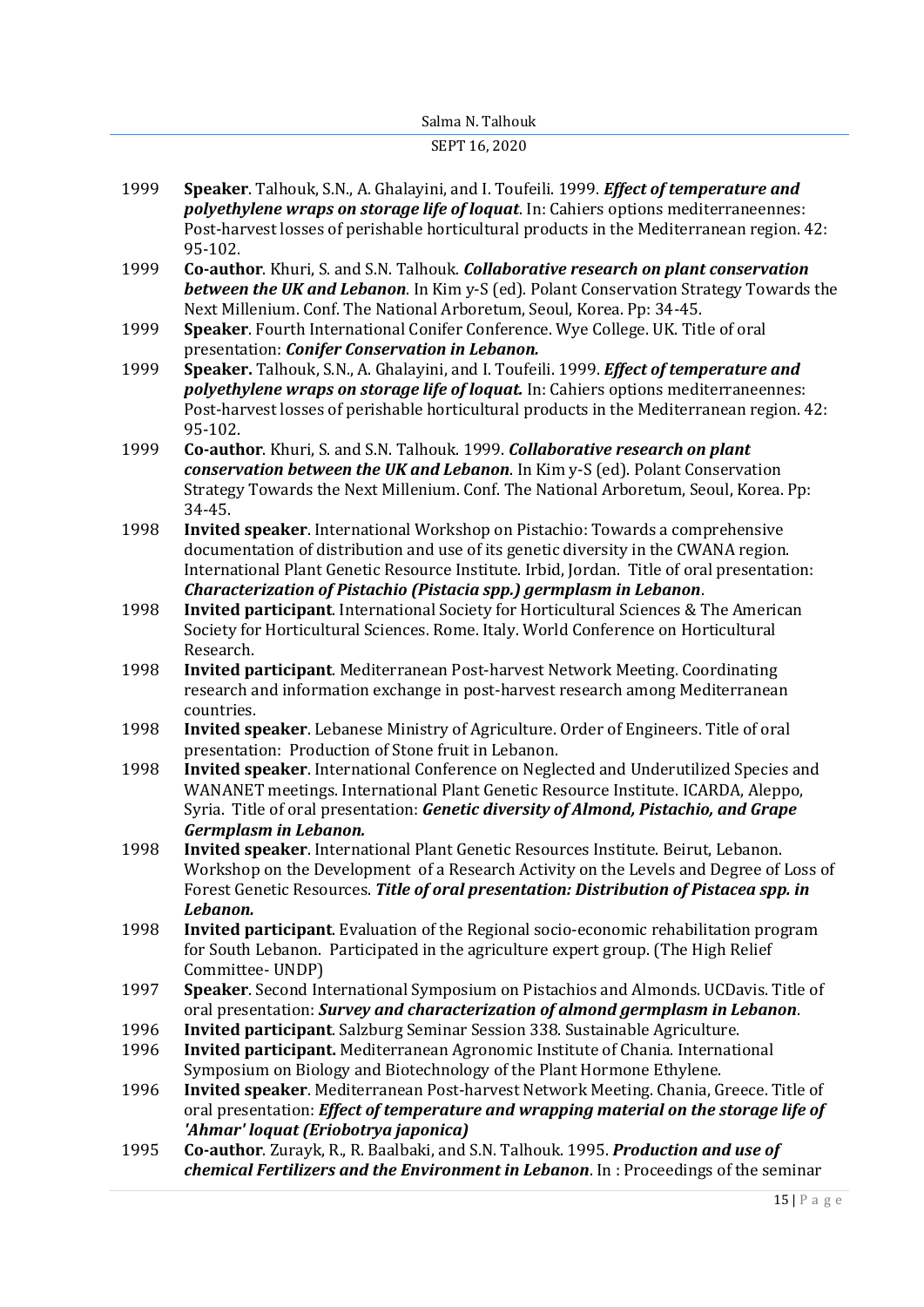1999 **Speaker**. Talhouk, S.N., A. Ghalayini, and I. Toufeili. 1999. ***Effect of temperature and polyethylene wraps on storage life of loquat***. In: Cahiers options mediterraneennes: Post-harvest losses of perishable horticultural products in the Mediterranean region. 42: 95-102.

1999 **Co-author**. Khuri, S. and S.N. Talhouk. ***Collaborative research on plant conservation between the UK and Lebanon***. In Kim y-S (ed). Polant Conservation Strategy Towards the Next Millenium. Conf. The National Arboretum, Seoul, Korea. Pp: 34-45.

1999 **Speaker**. Fourth International Conifer Conference. Wye College. UK. Title of oral presentation: ***Conifer Conservation in Lebanon.***

1999 **Speaker.** Talhouk, S.N., A. Ghalayini, and I. Toufeili. 1999. ***Effect of temperature and polyethylene wraps on storage life of loquat.*** In: Cahiers options mediterraneennes: Post-harvest losses of perishable horticultural products in the Mediterranean region. 42: 95-102.

1999 **Co-author**. Khuri, S. and S.N. Talhouk. 1999. ***Collaborative research on plant conservation between the UK and Lebanon***. In Kim y-S (ed). Polant Conservation Strategy Towards the Next Millenium. Conf. The National Arboretum, Seoul, Korea. Pp: 34-45.

1998 **Invited speaker**. International Workshop on Pistachio: Towards a comprehensive documentation of distribution and use of its genetic diversity in the CWANA region. International Plant Genetic Resource Institute. Irbid, Jordan. Title of oral presentation: ***Characterization of Pistachio (Pistacia spp.) germplasm in Lebanon***.

1998 **Invited participant**. International Society for Horticultural Sciences & The American Society for Horticultural Sciences. Rome. Italy. World Conference on Horticultural Research.

1998 **Invited participant**. Mediterranean Post-harvest Network Meeting. Coordinating research and information exchange in post-harvest research among Mediterranean countries.

1998 **Invited speaker**. Lebanese Ministry of Agriculture. Order of Engineers. Title of oral presentation: Production of Stone fruit in Lebanon.

1998 **Invited speaker**. International Conference on Neglected and Underutilized Species and WANANET meetings. International Plant Genetic Resource Institute. ICARDA, Aleppo, Syria. Title of oral presentation: ***Genetic diversity of Almond, Pistachio, and Grape Germplasm in Lebanon.***

1998 **Invited speaker**. International Plant Genetic Resources Institute. Beirut, Lebanon. Workshop on the Development of a Research Activity on the Levels and Degree of Loss of Forest Genetic Resources. ***Title of oral presentation: Distribution of Pistacea spp. in Lebanon.***

1998 **Invited participant**. Evaluation of the Regional socio-economic rehabilitation program for South Lebanon. Participated in the agriculture expert group. (The High Relief Committee- UNDP)

1997 **Speaker**. Second International Symposium on Pistachios and Almonds. UCDavis. Title of oral presentation: ***Survey and characterization of almond germplasm in Lebanon***.

1996 **Invited participant**. Salzburg Seminar Session 338. Sustainable Agriculture.

1996 **Invited participant.** Mediterranean Agronomic Institute of Chania. International Symposium on Biology and Biotechnology of the Plant Hormone Ethylene.

1996 **Invited speaker**. Mediterranean Post-harvest Network Meeting. Chania, Greece. Title of oral presentation: ***Effect of temperature and wrapping material on the storage life of 'Ahmar' loquat (Eriobotrya japonica)***

1995 **Co-author**. Zurayk, R., R. Baalbaki, and S.N. Talhouk. 1995. ***Production and use of chemical Fertilizers and the Environment in Lebanon***. In : Proceedings of the seminar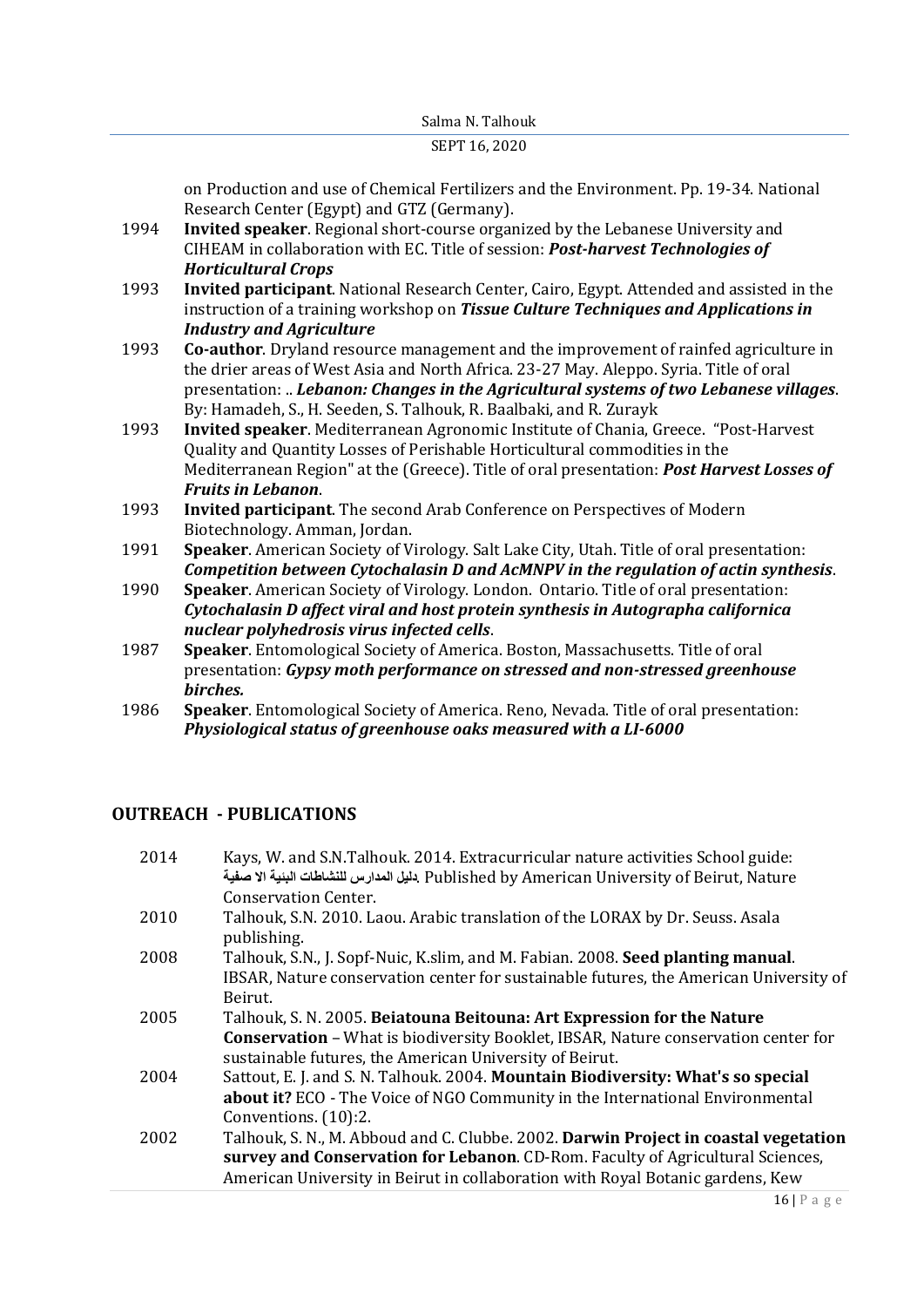on Production and use of Chemical Fertilizers and the Environment. Pp. 19-34. National Research Center (Egypt) and GTZ (Germany).

1994 **Invited speaker**. Regional short-course organized by the Lebanese University and CIHEAM in collaboration with EC. Title of session: ***Post-harvest Technologies of Horticultural Crops***

1993 **Invited participant**. National Research Center, Cairo, Egypt. Attended and assisted in the instruction of a training workshop on ***Tissue Culture Techniques and Applications in Industry and Agriculture***

1993 **Co-author**. Dryland resource management and the improvement of rainfed agriculture in the drier areas of West Asia and North Africa. 23-27 May. Aleppo. Syria. Title of oral presentation: .. ***Lebanon: Changes in the Agricultural systems of two Lebanese villages***. By: Hamadeh, S., H. Seeden, S. Talhouk, R. Baalbaki, and R. Zurayk

1993 **Invited speaker**. Mediterranean Agronomic Institute of Chania, Greece. "Post-Harvest Quality and Quantity Losses of Perishable Horticultural commodities in the Mediterranean Region" at the (Greece). Title of oral presentation: ***Post Harvest Losses of Fruits in Lebanon***.

1993 **Invited participant**. The second Arab Conference on Perspectives of Modern Biotechnology. Amman, Jordan.

1991 **Speaker**. American Society of Virology. Salt Lake City, Utah. Title of oral presentation: ***Competition between Cytochalasin D and AcMNPV in the regulation of actin synthesis***.

1990 **Speaker**. American Society of Virology. London. Ontario. Title of oral presentation: ***Cytochalasin D affect viral and host protein synthesis in Autographa californica nuclear polyhedrosis virus infected cells***.

1987 **Speaker**. Entomological Society of America. Boston, Massachusetts. Title of oral presentation: ***Gypsy moth performance on stressed and non-stressed greenhouse birches.***

1986 **Speaker**. Entomological Society of America. Reno, Nevada. Title of oral presentation: ***Physiological status of greenhouse oaks measured with a LI-6000***

## OUTREACH - PUBLICATIONS

2014 Kays, W. and S.N.Talhouk. 2014. Extracurricular nature activities School guide: دليل المدارس للنشاطات البئية الا صفية. Published by American University of Beirut, Nature Conservation Center.

2010 Talhouk, S.N. 2010. Laou. Arabic translation of the LORAX by Dr. Seuss. Asala publishing.

2008 Talhouk, S.N., J. Sopf-Nuic, K.slim, and M. Fabian. 2008. **Seed planting manual**. IBSAR, Nature conservation center for sustainable futures, the American University of Beirut.

2005 Talhouk, S. N. 2005. **Beiatouna Beitouna: Art Expression for the Nature Conservation** – What is biodiversity Booklet, IBSAR, Nature conservation center for sustainable futures, the American University of Beirut.

2004 Sattout, E. J. and S. N. Talhouk. 2004. **Mountain Biodiversity: What's so special about it?** ECO - The Voice of NGO Community in the International Environmental Conventions. (10):2.

2002 Talhouk, S. N., M. Abboud and C. Clubbe. 2002. **Darwin Project in coastal vegetation survey and Conservation for Lebanon**. CD-Rom. Faculty of Agricultural Sciences, American University in Beirut in collaboration with Royal Botanic gardens, Kew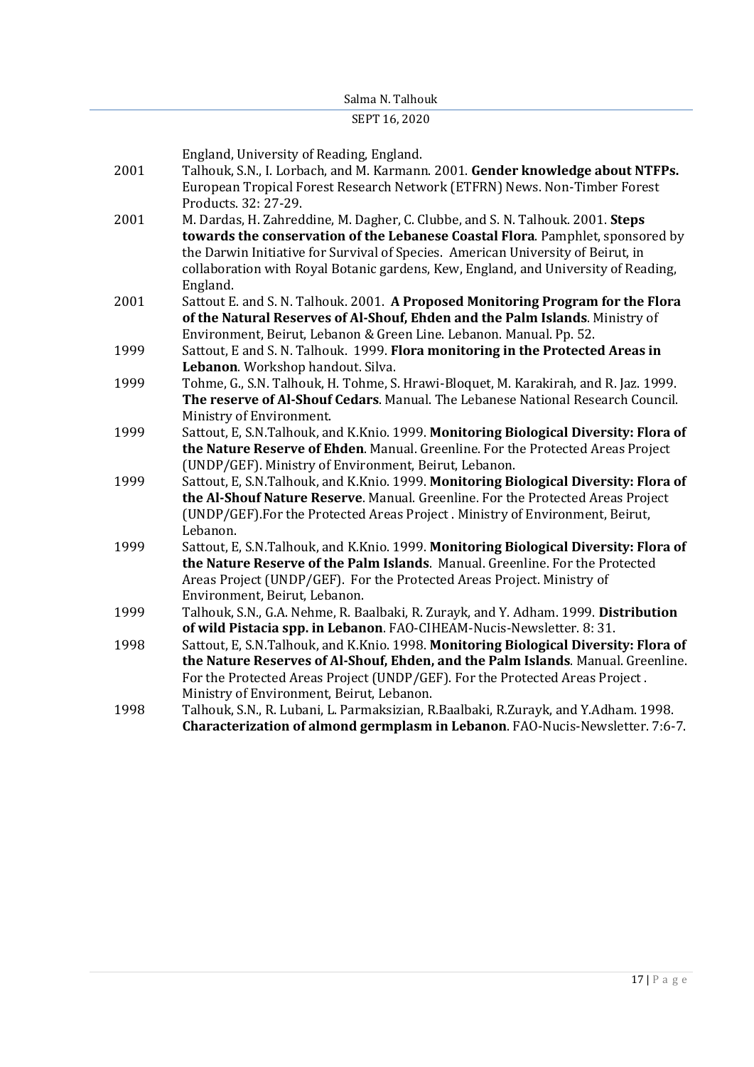England, University of Reading, England.

2001 Talhouk, S.N., I. Lorbach, and M. Karmann. 2001. **Gender knowledge about NTFPs.** European Tropical Forest Research Network (ETFRN) News. Non-Timber Forest Products. 32: 27-29.

2001 M. Dardas, H. Zahreddine, M. Dagher, C. Clubbe, and S. N. Talhouk. 2001. **Steps towards the conservation of the Lebanese Coastal Flora**. Pamphlet, sponsored by the Darwin Initiative for Survival of Species. American University of Beirut, in collaboration with Royal Botanic gardens, Kew, England, and University of Reading, England.

2001 Sattout E. and S. N. Talhouk. 2001. **A Proposed Monitoring Program for the Flora of the Natural Reserves of Al-Shouf, Ehden and the Palm Islands**. Ministry of Environment, Beirut, Lebanon & Green Line. Lebanon. Manual. Pp. 52.

1999 Sattout, E and S. N. Talhouk. 1999. **Flora monitoring in the Protected Areas in Lebanon**. Workshop handout. Silva.

1999 Tohme, G., S.N. Talhouk, H. Tohme, S. Hrawi-Bloquet, M. Karakirah, and R. Jaz. 1999. **The reserve of Al-Shouf Cedars**. Manual. The Lebanese National Research Council. Ministry of Environment.

1999 Sattout, E, S.N.Talhouk, and K.Knio. 1999. **Monitoring Biological Diversity: Flora of the Nature Reserve of Ehden**. Manual. Greenline. For the Protected Areas Project (UNDP/GEF). Ministry of Environment, Beirut, Lebanon.

1999 Sattout, E, S.N.Talhouk, and K.Knio. 1999. **Monitoring Biological Diversity: Flora of the Al-Shouf Nature Reserve**. Manual. Greenline. For the Protected Areas Project (UNDP/GEF).For the Protected Areas Project . Ministry of Environment, Beirut, Lebanon.

1999 Sattout, E, S.N.Talhouk, and K.Knio. 1999. **Monitoring Biological Diversity: Flora of the Nature Reserve of the Palm Islands**. Manual. Greenline. For the Protected Areas Project (UNDP/GEF). For the Protected Areas Project. Ministry of Environment, Beirut, Lebanon.

1999 Talhouk, S.N., G.A. Nehme, R. Baalbaki, R. Zurayk, and Y. Adham. 1999. **Distribution of wild Pistacia spp. in Lebanon**. FAO-CIHEAM-Nucis-Newsletter. 8: 31.

1998 Sattout, E, S.N.Talhouk, and K.Knio. 1998. **Monitoring Biological Diversity: Flora of the Nature Reserves of Al-Shouf, Ehden, and the Palm Islands**. Manual. Greenline. For the Protected Areas Project (UNDP/GEF). For the Protected Areas Project . Ministry of Environment, Beirut, Lebanon.

1998 Talhouk, S.N., R. Lubani, L. Parmaksizian, R.Baalbaki, R.Zurayk, and Y.Adham. 1998. **Characterization of almond germplasm in Lebanon**. FAO-Nucis-Newsletter. 7:6-7.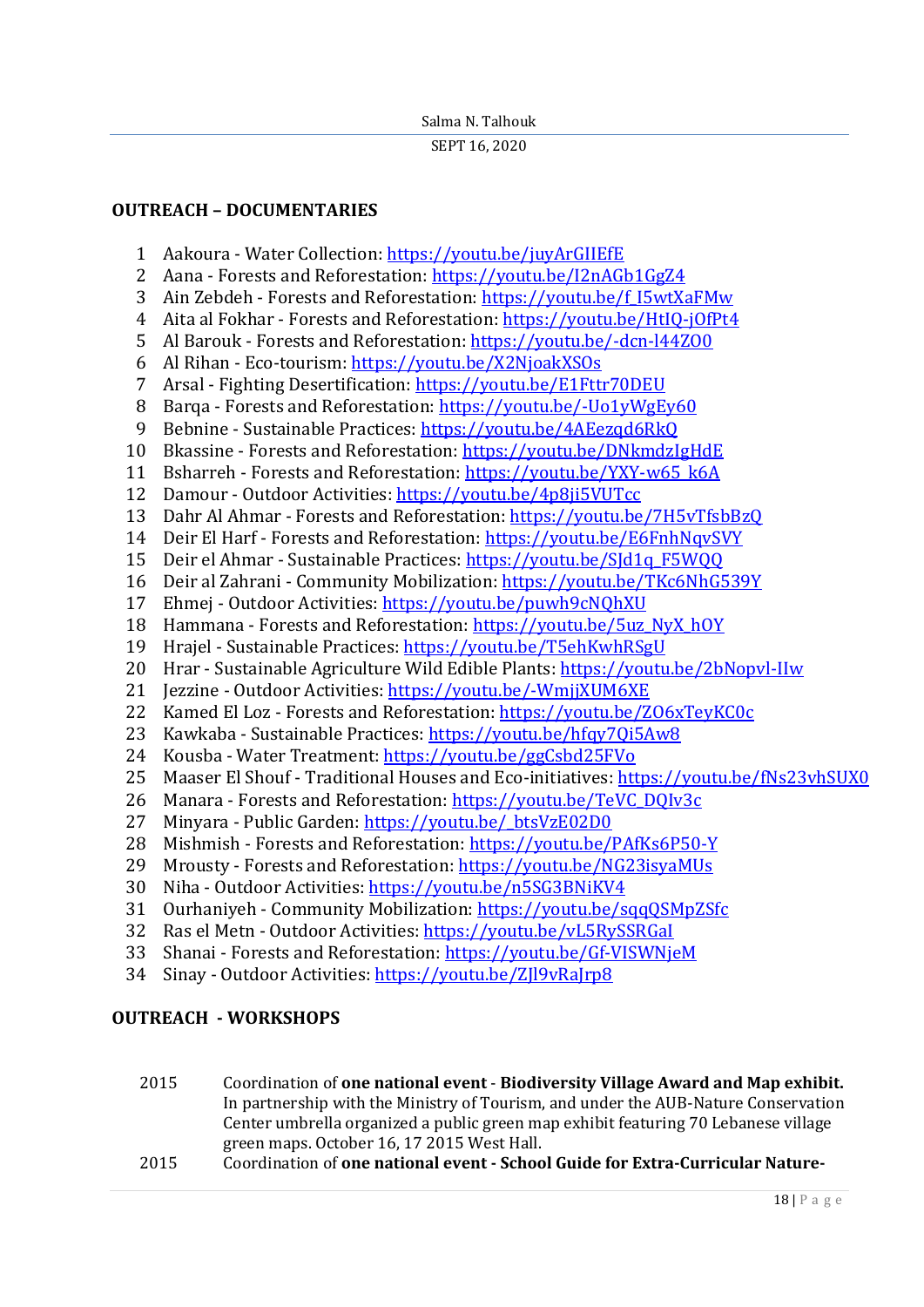## OUTREACH – DOCUMENTARIES

1. Aakoura - Water Collection: https://youtu.be/juyArGIIEfE
2. Aana - Forests and Reforestation: https://youtu.be/I2nAGb1GgZ4
3. Ain Zebdeh - Forests and Reforestation: https://youtu.be/f_I5wtXaFMw
4. Aita al Fokhar - Forests and Reforestation: https://youtu.be/HtIQ-jOfPt4
5. Al Barouk - Forests and Reforestation: https://youtu.be/-dcn-l44ZO0
6. Al Rihan - Eco-tourism: https://youtu.be/X2NjoakXSOs
7. Arsal - Fighting Desertification: https://youtu.be/E1Fttr70DEU
8. Barqa - Forests and Reforestation: https://youtu.be/-Uo1yWgEy60
9. Bebnine - Sustainable Practices: https://youtu.be/4AEezqd6RkQ
10. Bkassine - Forests and Reforestation: https://youtu.be/DNkmdzIgHdE
11. Bsharreh - Forests and Reforestation: https://youtu.be/YXY-w65_k6A
12. Damour - Outdoor Activities: https://youtu.be/4p8ji5VUTcc
13. Dahr Al Ahmar - Forests and Reforestation: https://youtu.be/7H5vTfsbBzQ
14. Deir El Harf - Forests and Reforestation: https://youtu.be/E6FnhNqvSVY
15. Deir el Ahmar - Sustainable Practices: https://youtu.be/SJd1q_F5WQQ
16. Deir al Zahrani - Community Mobilization: https://youtu.be/TKc6NhG539Y
17. Ehmej - Outdoor Activities: https://youtu.be/puwh9cNQhXU
18. Hammana - Forests and Reforestation: https://youtu.be/5uz_NyX_hOY
19. Hrajel - Sustainable Practices: https://youtu.be/T5ehKwhRSgU
20. Hrar - Sustainable Agriculture Wild Edible Plants: https://youtu.be/2bNopvl-IIw
21. Jezzine - Outdoor Activities: https://youtu.be/-WmjjXUM6XE
22. Kamed El Loz - Forests and Reforestation: https://youtu.be/ZO6xTeyKC0c
23. Kawkaba - Sustainable Practices: https://youtu.be/hfqy7Qi5Aw8
24. Kousba - Water Treatment: https://youtu.be/ggCsbd25FVo
25. Maaser El Shouf - Traditional Houses and Eco-initiatives: https://youtu.be/fNs23vhSUX0
26. Manara - Forests and Reforestation: https://youtu.be/TeVC_DQIv3c
27. Minyara - Public Garden: https://youtu.be/_btsVzE02D0
28. Mishmish - Forests and Reforestation: https://youtu.be/PAfKs6P50-Y
29. Mrousty - Forests and Reforestation: https://youtu.be/NG23isyaMUs
30. Niha - Outdoor Activities: https://youtu.be/n5SG3BNiKV4
31. Ourhaniyeh - Community Mobilization: https://youtu.be/sqqQSMpZSfc
32. Ras el Metn - Outdoor Activities: https://youtu.be/vL5RySSRGaI
33. Shanai - Forests and Reforestation: https://youtu.be/Gf-VISWNjeM
34. Sinay - Outdoor Activities: https://youtu.be/ZJl9vRaJrp8

## OUTREACH - WORKSHOPS

2015 Coordination of **one national event** - **Biodiversity Village Award and Map exhibit.** In partnership with the Ministry of Tourism, and under the AUB-Nature Conservation Center umbrella organized a public green map exhibit featuring 70 Lebanese village green maps. October 16, 17 2015 West Hall.

2015 Coordination of **one national event - School Guide for Extra-Curricular Nature-**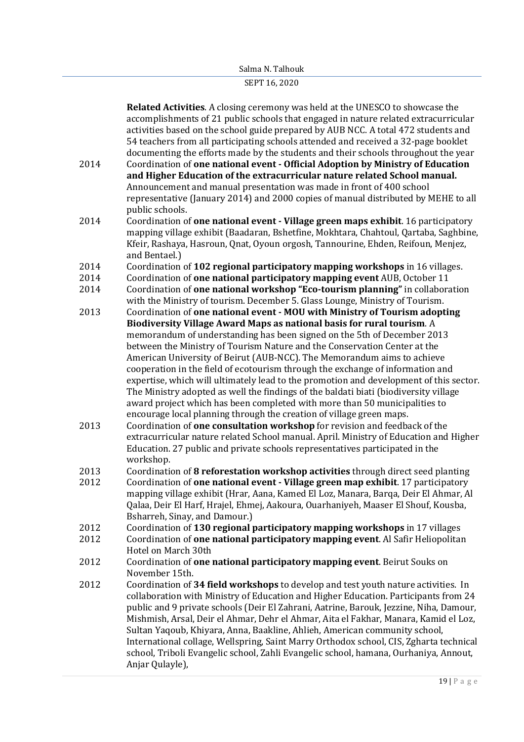**Related Activities**. A closing ceremony was held at the UNESCO to showcase the accomplishments of 21 public schools that engaged in nature related extracurricular activities based on the school guide prepared by AUB NCC. A total 472 students and 54 teachers from all participating schools attended and received a 32-page booklet documenting the efforts made by the students and their schools throughout the year

2014 Coordination of **one national event - Official Adoption by Ministry of Education and Higher Education of the extracurricular nature related School manual.** Announcement and manual presentation was made in front of 400 school representative (January 2014) and 2000 copies of manual distributed by MEHE to all public schools.

2014 Coordination of **one national event - Village green maps exhibit**. 16 participatory mapping village exhibit (Baadaran, Bshetfine, Mokhtara, Chahtoul, Qartaba, Saghbine, Kfeir, Rashaya, Hasroun, Qnat, Oyoun orgosh, Tannourine, Ehden, Reifoun, Menjez, and Bentael.)

2014 Coordination of **102 regional participatory mapping workshops** in 16 villages.

2014 Coordination of **one national participatory mapping event** AUB, October 11

2014 Coordination of **one national workshop "Eco-tourism planning"** in collaboration with the Ministry of tourism. December 5. Glass Lounge, Ministry of Tourism.

2013 Coordination of **one national event - MOU with Ministry of Tourism adopting Biodiversity Village Award Maps as national basis for rural tourism**. A memorandum of understanding has been signed on the 5th of December 2013 between the Ministry of Tourism Nature and the Conservation Center at the American University of Beirut (AUB-NCC). The Memorandum aims to achieve cooperation in the field of ecotourism through the exchange of information and expertise, which will ultimately lead to the promotion and development of this sector. The Ministry adopted as well the findings of the baldati biati (biodiversity village award project which has been completed with more than 50 municipalities to encourage local planning through the creation of village green maps.

2013 Coordination of **one consultation workshop** for revision and feedback of the extracurricular nature related School manual. April. Ministry of Education and Higher Education. 27 public and private schools representatives participated in the workshop.

2013 Coordination of **8 reforestation workshop activities** through direct seed planting

2012 Coordination of **one national event - Village green map exhibit**. 17 participatory mapping village exhibit (Hrar, Aana, Kamed El Loz, Manara, Barqa, Deir El Ahmar, Al Qalaa, Deir El Harf, Hrajel, Ehmej, Aakoura, Ouarhaniyeh, Maaser El Shouf, Kousba, Bsharreh, Sinay, and Damour.)

2012 Coordination of **130 regional participatory mapping workshops** in 17 villages

2012 Coordination of **one national participatory mapping event**. Al Safir Heliopolitan Hotel on March 30th

2012 Coordination of **one national participatory mapping event**. Beirut Souks on November 15th.

2012 Coordination of **34 field workshops** to develop and test youth nature activities. In collaboration with Ministry of Education and Higher Education. Participants from 24 public and 9 private schools (Deir El Zahrani, Aatrine, Barouk, Jezzine, Niha, Damour, Mishmish, Arsal, Deir el Ahmar, Dehr el Ahmar, Aita el Fakhar, Manara, Kamid el Loz, Sultan Yaqoub, Khiyara, Anna, Baakline, Ahlieh, American community school, International collage, Wellspring, Saint Marry Orthodox school, CIS, Zgharta technical school, Triboli Evangelic school, Zahli Evangelic school, hamana, Ourhaniya, Annout, Anjar Qulayle),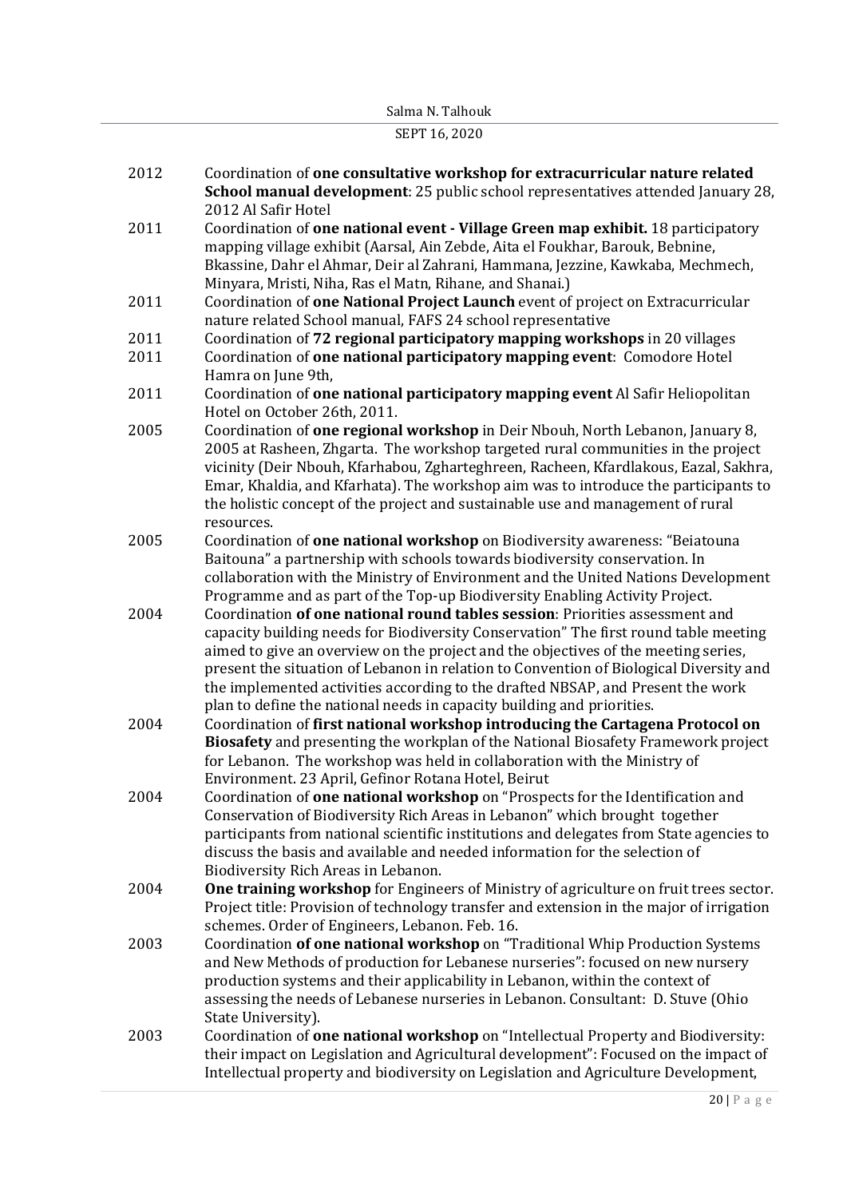2012 Coordination of **one consultative workshop for extracurricular nature related School manual development**: 25 public school representatives attended January 28, 2012 Al Safir Hotel

2011 Coordination of **one national event - Village Green map exhibit.** 18 participatory mapping village exhibit (Aarsal, Ain Zebde, Aita el Foukhar, Barouk, Bebnine, Bkassine, Dahr el Ahmar, Deir al Zahrani, Hammana, Jezzine, Kawkaba, Mechmech, Minyara, Mristi, Niha, Ras el Matn, Rihane, and Shanai.)

2011 Coordination of **one National Project Launch** event of project on Extracurricular nature related School manual, FAFS 24 school representative

2011 Coordination of **72 regional participatory mapping workshops** in 20 villages

2011 Coordination of **one national participatory mapping event**: Comodore Hotel Hamra on June 9th,

2011 Coordination of **one national participatory mapping event** Al Safir Heliopolitan Hotel on October 26th, 2011.

2005 Coordination of **one regional workshop** in Deir Nbouh, North Lebanon, January 8, 2005 at Rasheen, Zhgarta. The workshop targeted rural communities in the project vicinity (Deir Nbouh, Kfarhabou, Zgharteghreen, Racheen, Kfardlakous, Eazal, Sakhra, Emar, Khaldia, and Kfarhata). The workshop aim was to introduce the participants to the holistic concept of the project and sustainable use and management of rural resources.

2005 Coordination of **one national workshop** on Biodiversity awareness: "Beiatouna Baitouna" a partnership with schools towards biodiversity conservation. In collaboration with the Ministry of Environment and the United Nations Development Programme and as part of the Top-up Biodiversity Enabling Activity Project.

2004 Coordination **of one national round tables session**: Priorities assessment and capacity building needs for Biodiversity Conservation" The first round table meeting aimed to give an overview on the project and the objectives of the meeting series, present the situation of Lebanon in relation to Convention of Biological Diversity and the implemented activities according to the drafted NBSAP, and Present the work plan to define the national needs in capacity building and priorities.

2004 Coordination of **first national workshop introducing the Cartagena Protocol on Biosafety** and presenting the workplan of the National Biosafety Framework project for Lebanon. The workshop was held in collaboration with the Ministry of Environment. 23 April, Gefinor Rotana Hotel, Beirut

2004 Coordination of **one national workshop** on "Prospects for the Identification and Conservation of Biodiversity Rich Areas in Lebanon" which brought together participants from national scientific institutions and delegates from State agencies to discuss the basis and available and needed information for the selection of Biodiversity Rich Areas in Lebanon.

2004 **One training workshop** for Engineers of Ministry of agriculture on fruit trees sector. Project title: Provision of technology transfer and extension in the major of irrigation schemes. Order of Engineers, Lebanon. Feb. 16.

2003 Coordination **of one national workshop** on "Traditional Whip Production Systems and New Methods of production for Lebanese nurseries": focused on new nursery production systems and their applicability in Lebanon, within the context of assessing the needs of Lebanese nurseries in Lebanon. Consultant: D. Stuve (Ohio State University).

2003 Coordination of **one national workshop** on "Intellectual Property and Biodiversity: their impact on Legislation and Agricultural development": Focused on the impact of Intellectual property and biodiversity on Legislation and Agriculture Development,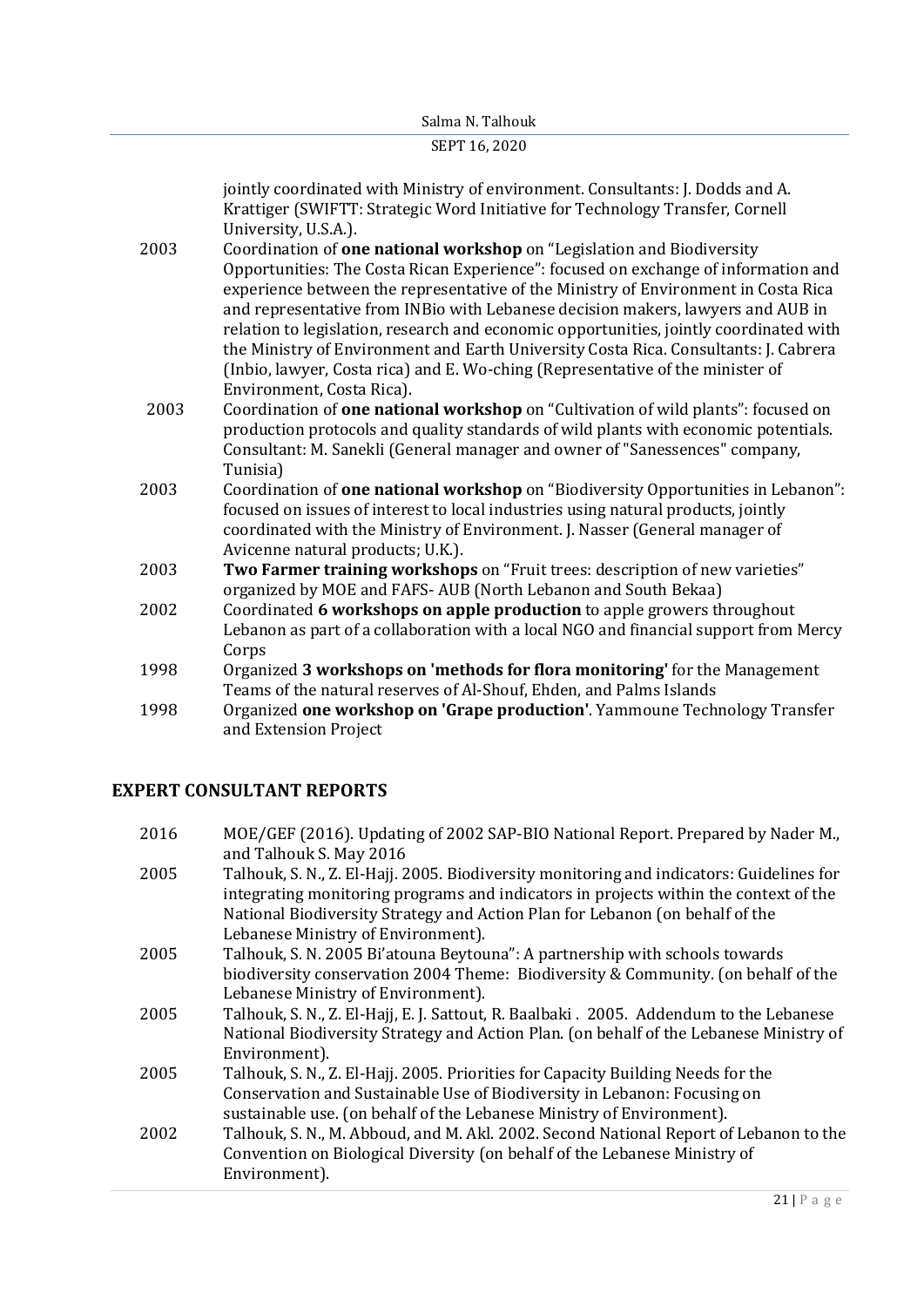| | |
|---|---|
| | jointly coordinated with Ministry of environment. Consultants: J. Dodds and A. Krattiger (SWIFTT: Strategic Word Initiative for Technology Transfer, Cornell University, U.S.A.). |
| 2003 | Coordination of **one national workshop** on "Legislation and Biodiversity Opportunities: The Costa Rican Experience": focused on exchange of information and experience between the representative of the Ministry of Environment in Costa Rica and representative from INBio with Lebanese decision makers, lawyers and AUB in relation to legislation, research and economic opportunities, jointly coordinated with the Ministry of Environment and Earth University Costa Rica. Consultants: J. Cabrera (Inbio, lawyer, Costa rica) and E. Wo-ching (Representative of the minister of Environment, Costa Rica). |
| 2003 | Coordination of **one national workshop** on "Cultivation of wild plants": focused on production protocols and quality standards of wild plants with economic potentials. Consultant: M. Sanekli (General manager and owner of "Sanessences" company, Tunisia) |
| 2003 | Coordination of **one national workshop** on "Biodiversity Opportunities in Lebanon": focused on issues of interest to local industries using natural products, jointly coordinated with the Ministry of Environment. J. Nasser (General manager of Avicenne natural products; U.K.). |
| 2003 | **Two Farmer training workshops** on "Fruit trees: description of new varieties" organized by MOE and FAFS- AUB (North Lebanon and South Bekaa) |
| 2002 | Coordinated **6 workshops on apple production** to apple growers throughout Lebanon as part of a collaboration with a local NGO and financial support from Mercy Corps |
| 1998 | Organized **3 workshops on 'methods for flora monitoring'** for the Management Teams of the natural reserves of Al-Shouf, Ehden, and Palms Islands |
| 1998 | Organized **one workshop on 'Grape production'**. Yammoune Technology Transfer and Extension Project |

## EXPERT CONSULTANT REPORTS

| | |
|---|---|
| 2016 | MOE/GEF (2016). Updating of 2002 SAP-BIO National Report. Prepared by Nader M., and Talhouk S. May 2016 |
| 2005 | Talhouk, S. N., Z. El-Hajj. 2005. Biodiversity monitoring and indicators: Guidelines for integrating monitoring programs and indicators in projects within the context of the National Biodiversity Strategy and Action Plan for Lebanon (on behalf of the Lebanese Ministry of Environment). |
| 2005 | Talhouk, S. N. 2005 Bi'atouna Beytouna": A partnership with schools towards biodiversity conservation 2004 Theme: Biodiversity & Community. (on behalf of the Lebanese Ministry of Environment). |
| 2005 | Talhouk, S. N., Z. El-Hajj, E. J. Sattout, R. Baalbaki . 2005. Addendum to the Lebanese National Biodiversity Strategy and Action Plan. (on behalf of the Lebanese Ministry of Environment). |
| 2005 | Talhouk, S. N., Z. El-Hajj. 2005. Priorities for Capacity Building Needs for the Conservation and Sustainable Use of Biodiversity in Lebanon: Focusing on sustainable use. (on behalf of the Lebanese Ministry of Environment). |
| 2002 | Talhouk, S. N., M. Abboud, and M. Akl. 2002. Second National Report of Lebanon to the Convention on Biological Diversity (on behalf of the Lebanese Ministry of Environment). |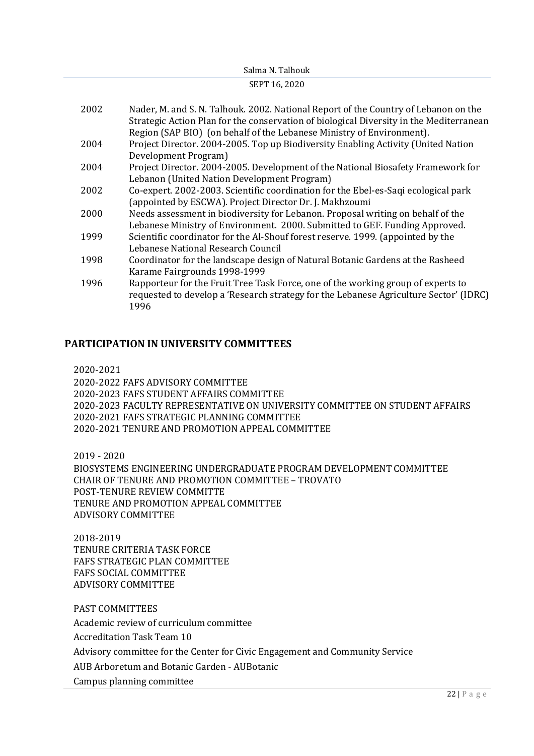| | |
|---|---|
| 2002 | Nader, M. and S. N. Talhouk. 2002. National Report of the Country of Lebanon on the Strategic Action Plan for the conservation of biological Diversity in the Mediterranean Region (SAP BIO) (on behalf of the Lebanese Ministry of Environment). |
| 2004 | Project Director. 2004-2005. Top up Biodiversity Enabling Activity (United Nation Development Program) |
| 2004 | Project Director. 2004-2005. Development of the National Biosafety Framework for Lebanon (United Nation Development Program) |
| 2002 | Co-expert. 2002-2003. Scientific coordination for the Ebel-es-Saqi ecological park (appointed by ESCWA). Project Director Dr. J. Makhzoumi |
| 2000 | Needs assessment in biodiversity for Lebanon. Proposal writing on behalf of the Lebanese Ministry of Environment. 2000. Submitted to GEF. Funding Approved. |
| 1999 | Scientific coordinator for the Al-Shouf forest reserve. 1999. (appointed by the Lebanese National Research Council |
| 1998 | Coordinator for the landscape design of Natural Botanic Gardens at the Rasheed Karame Fairgrounds 1998-1999 |
| 1996 | Rapporteur for the Fruit Tree Task Force, one of the working group of experts to requested to develop a 'Research strategy for the Lebanese Agriculture Sector' (IDRC) 1996 |

## PARTICIPATION IN UNIVERSITY COMMITTEES

2020-2021
2020-2022 FAFS ADVISORY COMMITTEE
2020-2023 FAFS STUDENT AFFAIRS COMMITTEE
2020-2023 FACULTY REPRESENTATIVE ON UNIVERSITY COMMITTEE ON STUDENT AFFAIRS
2020-2021 FAFS STRATEGIC PLANNING COMMITTEE
2020-2021 TENURE AND PROMOTION APPEAL COMMITTEE

2019 - 2020
BIOSYSTEMS ENGINEERING UNDERGRADUATE PROGRAM DEVELOPMENT COMMITTEE
CHAIR OF TENURE AND PROMOTION COMMITTEE – TROVATO
POST-TENURE REVIEW COMMITTE
TENURE AND PROMOTION APPEAL COMMITTEE
ADVISORY COMMITTEE

2018-2019
TENURE CRITERIA TASK FORCE
FAFS STRATEGIC PLAN COMMITTEE
FAFS SOCIAL COMMITTEE
ADVISORY COMMITTEE

PAST COMMITTEES

Academic review of curriculum committee

Accreditation Task Team 10

Advisory committee for the Center for Civic Engagement and Community Service

AUB Arboretum and Botanic Garden - AUBotanic

Campus planning committee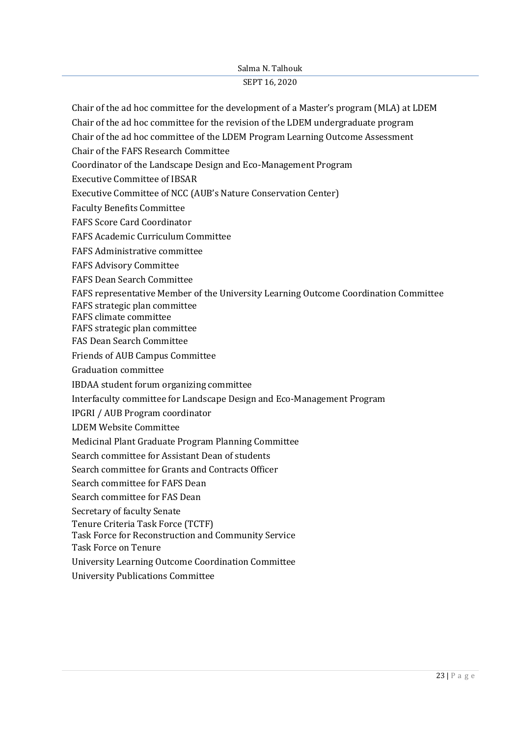Chair of the ad hoc committee for the development of a Master's program (MLA) at LDEM

Chair of the ad hoc committee for the revision of the LDEM undergraduate program

Chair of the ad hoc committee of the LDEM Program Learning Outcome Assessment

Chair of the FAFS Research Committee

Coordinator of the Landscape Design and Eco-Management Program

Executive Committee of IBSAR

Executive Committee of NCC (AUB's Nature Conservation Center)

Faculty Benefits Committee

FAFS Score Card Coordinator

FAFS Academic Curriculum Committee

FAFS Administrative committee

FAFS Advisory Committee

FAFS Dean Search Committee

FAFS representative Member of the University Learning Outcome Coordination Committee

FAFS strategic plan committee

FAFS climate committee

FAFS strategic plan committee

FAS Dean Search Committee

Friends of AUB Campus Committee

Graduation committee

IBDAA student forum organizing committee

Interfaculty committee for Landscape Design and Eco-Management Program

IPGRI / AUB Program coordinator

LDEM Website Committee

Medicinal Plant Graduate Program Planning Committee

Search committee for Assistant Dean of students

Search committee for Grants and Contracts Officer

Search committee for FAFS Dean

Search committee for FAS Dean

Secretary of faculty Senate

Tenure Criteria Task Force (TCTF)

Task Force for Reconstruction and Community Service

Task Force on Tenure

University Learning Outcome Coordination Committee

University Publications Committee